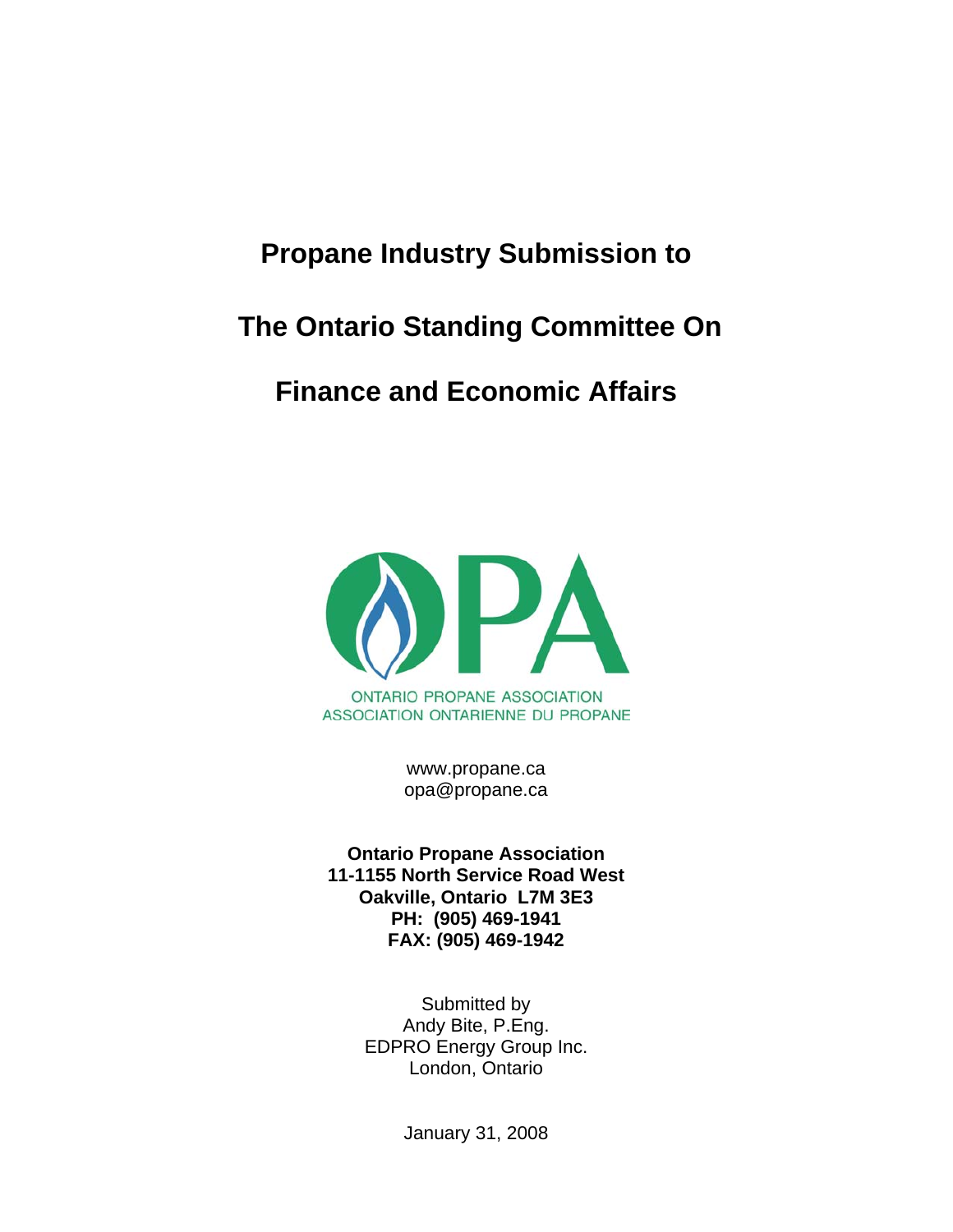# Propane Industry Submission to

# The Ontario Standing Committee On

# Finance and Economic Affairs

ONTARIO PROPANE ASSOCIATION
ASSOCIATION ONTARIENNE DU PROPANE

www.propane.ca
opa@propane.ca

**Ontario Propane Association**
**11-1155 North Service Road West**
**Oakville, Ontario L7M 3E3**
**PH: (905) 469-1941**
**FAX: (905) 469-1942**

Submitted by
Andy Bite, P.Eng.
EDPRO Energy Group Inc.
London, Ontario

January 31, 2008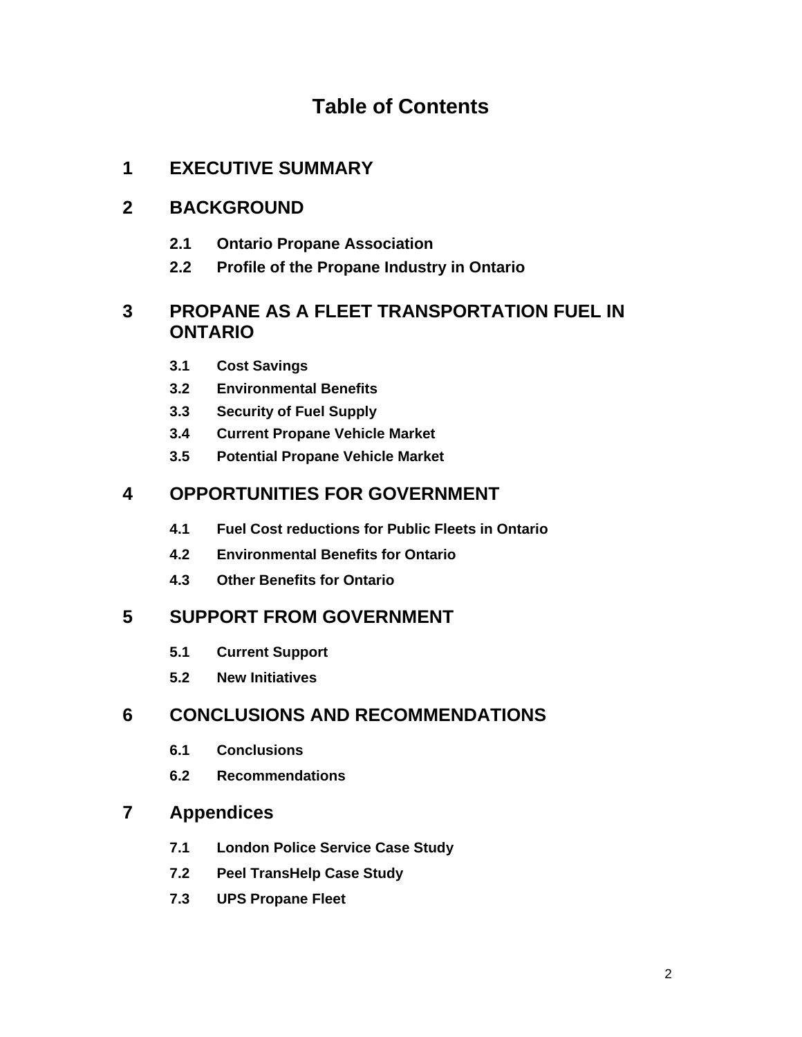# Table of Contents

## 1 EXECUTIVE SUMMARY

## 2 BACKGROUND

### 2.1 Ontario Propane Association

### 2.2 Profile of the Propane Industry in Ontario

## 3 PROPANE AS A FLEET TRANSPORTATION FUEL IN ONTARIO

### 3.1 Cost Savings

### 3.2 Environmental Benefits

### 3.3 Security of Fuel Supply

### 3.4 Current Propane Vehicle Market

### 3.5 Potential Propane Vehicle Market

## 4 OPPORTUNITIES FOR GOVERNMENT

### 4.1 Fuel Cost reductions for Public Fleets in Ontario

### 4.2 Environmental Benefits for Ontario

### 4.3 Other Benefits for Ontario

## 5 SUPPORT FROM GOVERNMENT

### 5.1 Current Support

### 5.2 New Initiatives

## 6 CONCLUSIONS AND RECOMMENDATIONS

### 6.1 Conclusions

### 6.2 Recommendations

## 7 Appendices

### 7.1 London Police Service Case Study

### 7.2 Peel TransHelp Case Study

### 7.3 UPS Propane Fleet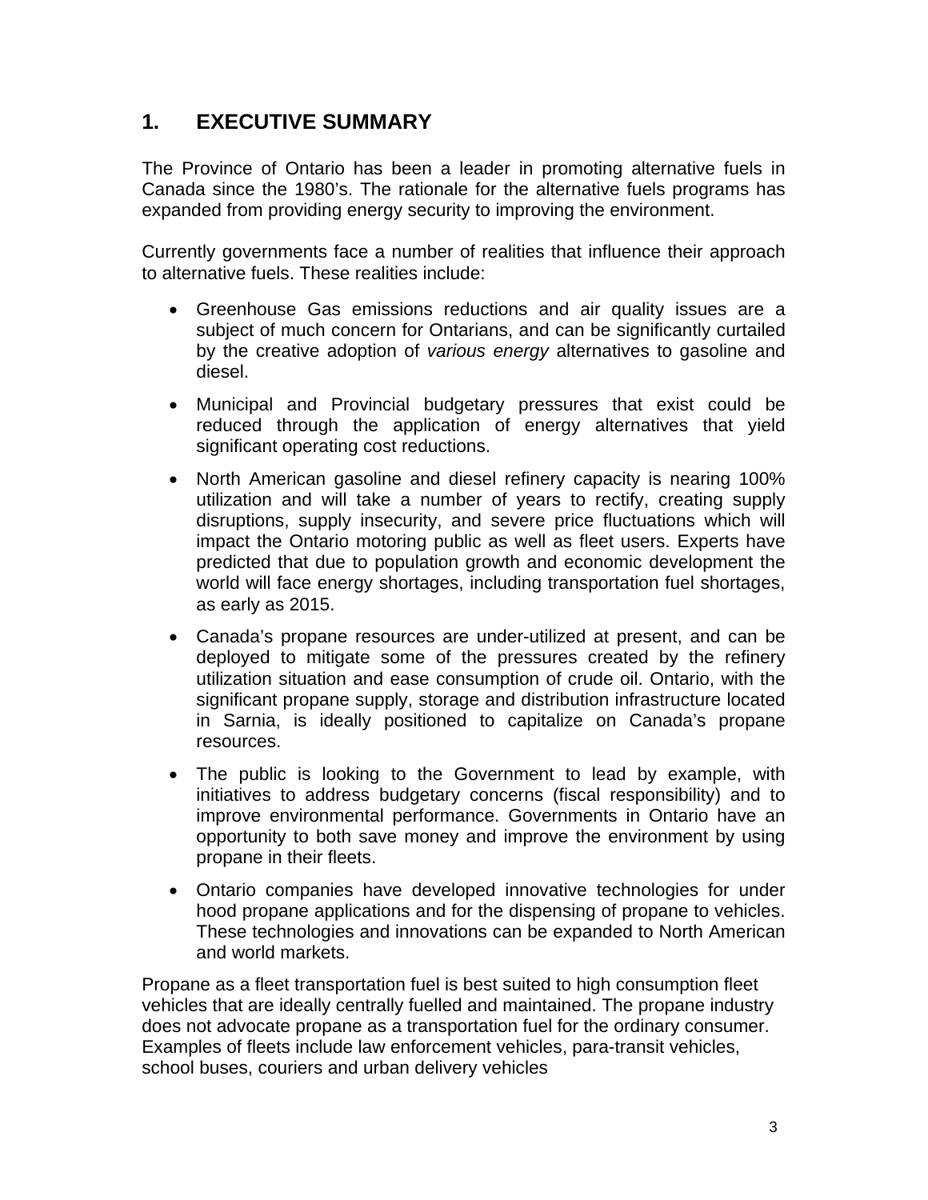# 1. EXECUTIVE SUMMARY

The Province of Ontario has been a leader in promoting alternative fuels in Canada since the 1980's. The rationale for the alternative fuels programs has expanded from providing energy security to improving the environment.

Currently governments face a number of realities that influence their approach to alternative fuels. These realities include:

- Greenhouse Gas emissions reductions and air quality issues are a subject of much concern for Ontarians, and can be significantly curtailed by the creative adoption of *various energy* alternatives to gasoline and diesel.
- Municipal and Provincial budgetary pressures that exist could be reduced through the application of energy alternatives that yield significant operating cost reductions.
- North American gasoline and diesel refinery capacity is nearing 100% utilization and will take a number of years to rectify, creating supply disruptions, supply insecurity, and severe price fluctuations which will impact the Ontario motoring public as well as fleet users. Experts have predicted that due to population growth and economic development the world will face energy shortages, including transportation fuel shortages, as early as 2015.
- Canada's propane resources are under-utilized at present, and can be deployed to mitigate some of the pressures created by the refinery utilization situation and ease consumption of crude oil. Ontario, with the significant propane supply, storage and distribution infrastructure located in Sarnia, is ideally positioned to capitalize on Canada's propane resources.
- The public is looking to the Government to lead by example, with initiatives to address budgetary concerns (fiscal responsibility) and to improve environmental performance. Governments in Ontario have an opportunity to both save money and improve the environment by using propane in their fleets.
- Ontario companies have developed innovative technologies for under hood propane applications and for the dispensing of propane to vehicles. These technologies and innovations can be expanded to North American and world markets.

Propane as a fleet transportation fuel is best suited to high consumption fleet vehicles that are ideally centrally fuelled and maintained. The propane industry does not advocate propane as a transportation fuel for the ordinary consumer. Examples of fleets include law enforcement vehicles, para-transit vehicles, school buses, couriers and urban delivery vehicles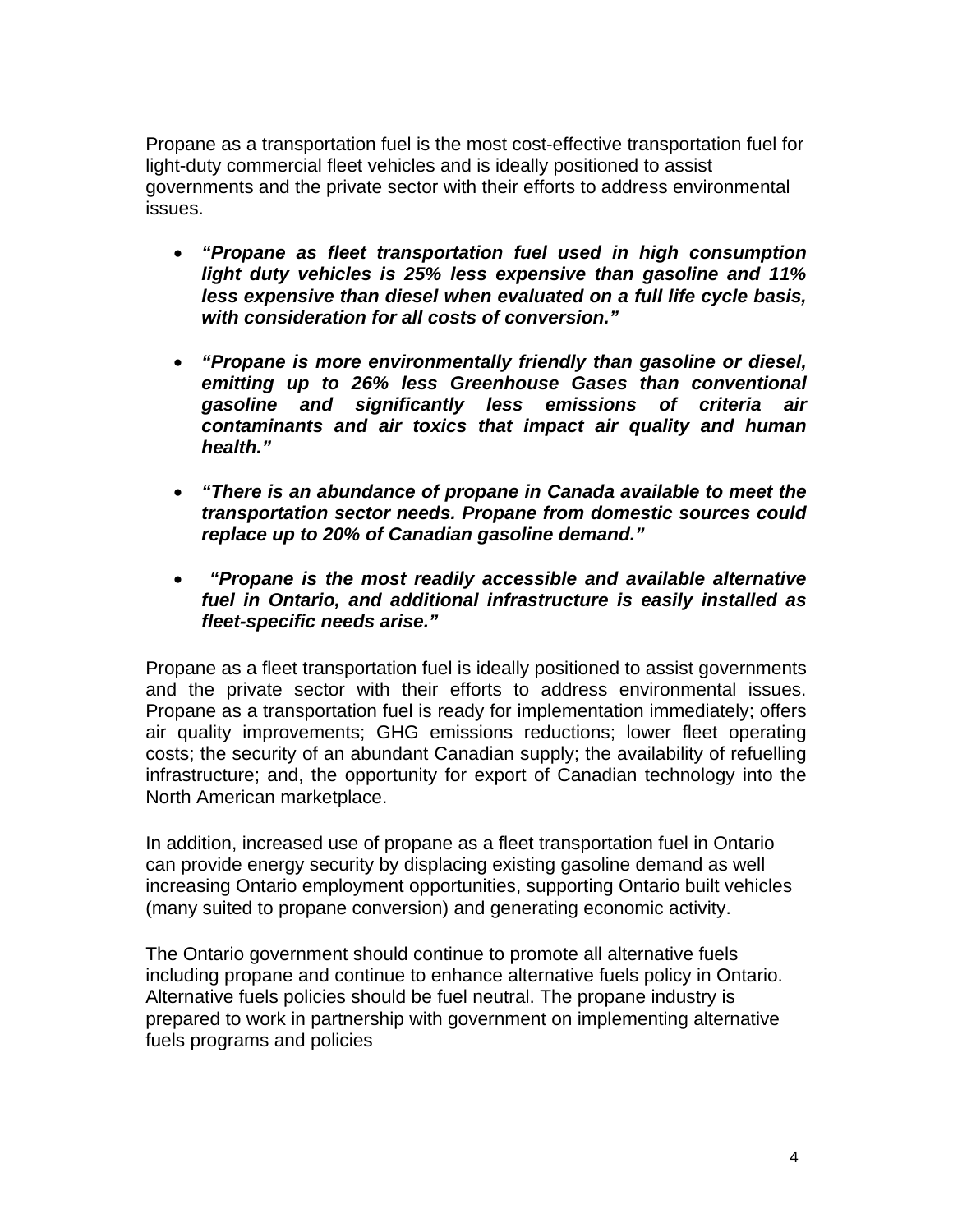Propane as a transportation fuel is the most cost-effective transportation fuel for light-duty commercial fleet vehicles and is ideally positioned to assist governments and the private sector with their efforts to address environmental issues.

- ***"Propane as fleet transportation fuel used in high consumption light duty vehicles is 25% less expensive than gasoline and 11% less expensive than diesel when evaluated on a full life cycle basis, with consideration for all costs of conversion."***

- ***"Propane is more environmentally friendly than gasoline or diesel, emitting up to 26% less Greenhouse Gases than conventional gasoline and significantly less emissions of criteria air contaminants and air toxics that impact air quality and human health."***

- ***"There is an abundance of propane in Canada available to meet the transportation sector needs. Propane from domestic sources could replace up to 20% of Canadian gasoline demand."***

- ***"Propane is the most readily accessible and available alternative fuel in Ontario, and additional infrastructure is easily installed as fleet-specific needs arise."***

Propane as a fleet transportation fuel is ideally positioned to assist governments and the private sector with their efforts to address environmental issues. Propane as a transportation fuel is ready for implementation immediately; offers air quality improvements; GHG emissions reductions; lower fleet operating costs; the security of an abundant Canadian supply; the availability of refuelling infrastructure; and, the opportunity for export of Canadian technology into the North American marketplace.

In addition, increased use of propane as a fleet transportation fuel in Ontario can provide energy security by displacing existing gasoline demand as well increasing Ontario employment opportunities, supporting Ontario built vehicles (many suited to propane conversion) and generating economic activity.

The Ontario government should continue to promote all alternative fuels including propane and continue to enhance alternative fuels policy in Ontario. Alternative fuels policies should be fuel neutral. The propane industry is prepared to work in partnership with government on implementing alternative fuels programs and policies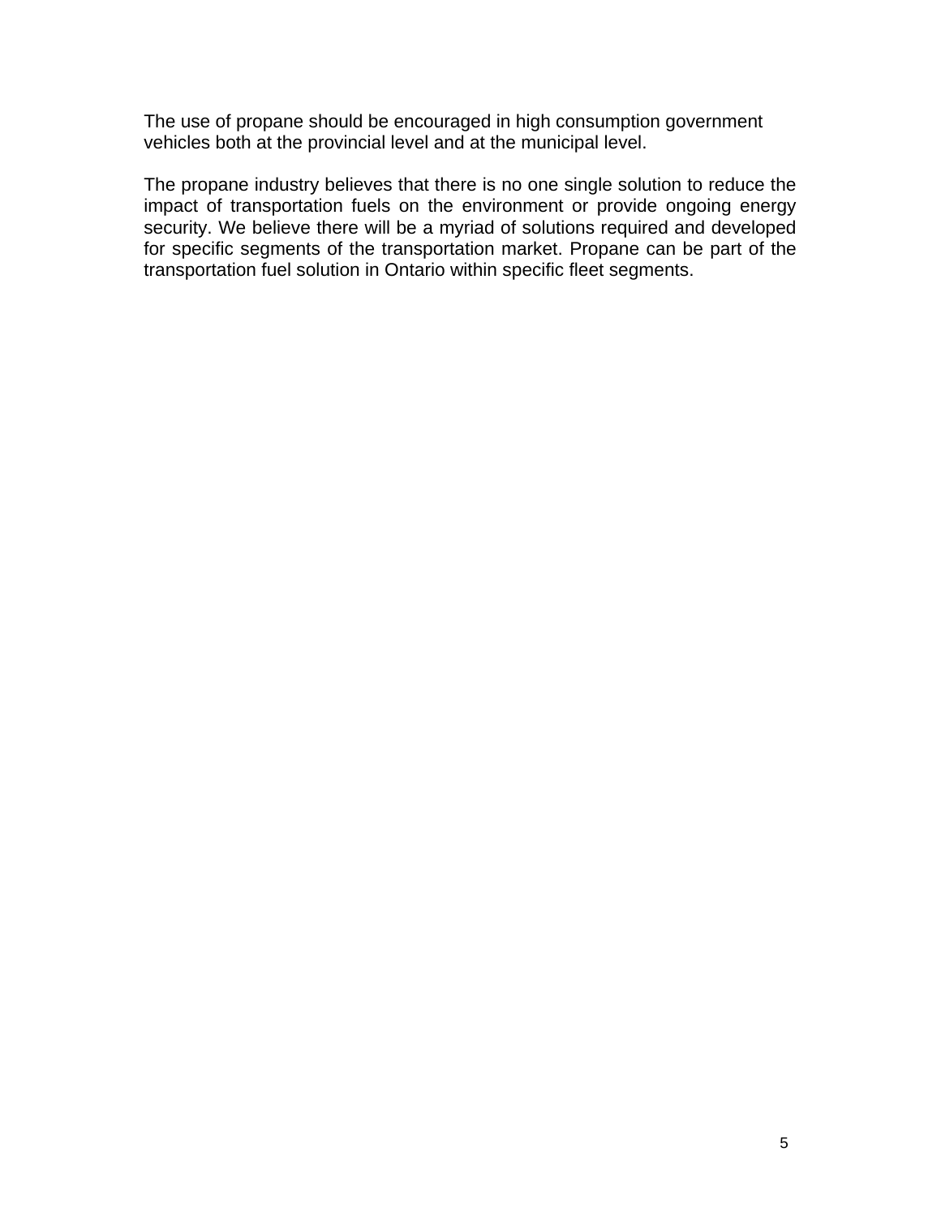The use of propane should be encouraged in high consumption government vehicles both at the provincial level and at the municipal level.

The propane industry believes that there is no one single solution to reduce the impact of transportation fuels on the environment or provide ongoing energy security. We believe there will be a myriad of solutions required and developed for specific segments of the transportation market. Propane can be part of the transportation fuel solution in Ontario within specific fleet segments.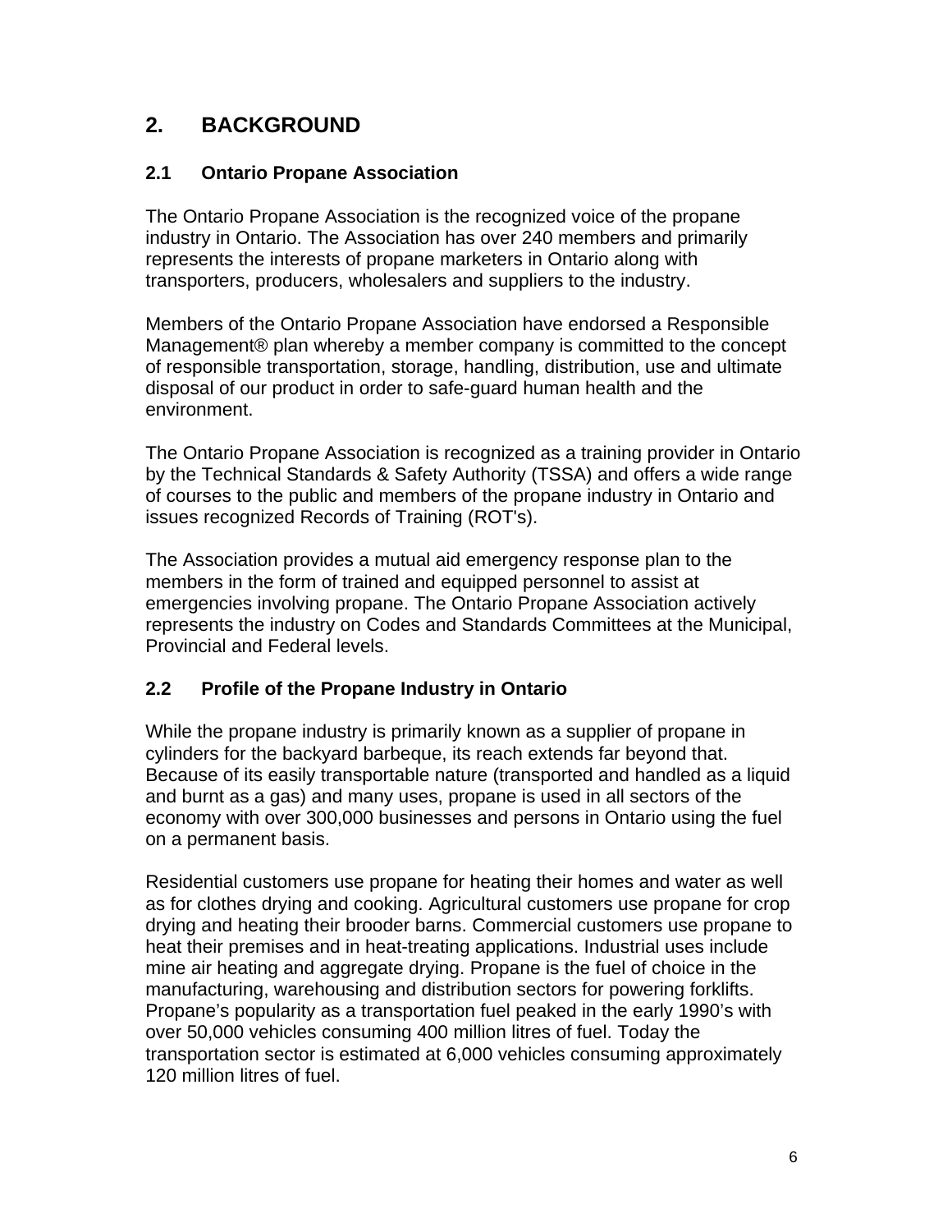## 2. BACKGROUND

### 2.1 Ontario Propane Association

The Ontario Propane Association is the recognized voice of the propane industry in Ontario. The Association has over 240 members and primarily represents the interests of propane marketers in Ontario along with transporters, producers, wholesalers and suppliers to the industry.

Members of the Ontario Propane Association have endorsed a Responsible Management® plan whereby a member company is committed to the concept of responsible transportation, storage, handling, distribution, use and ultimate disposal of our product in order to safe-guard human health and the environment.

The Ontario Propane Association is recognized as a training provider in Ontario by the Technical Standards & Safety Authority (TSSA) and offers a wide range of courses to the public and members of the propane industry in Ontario and issues recognized Records of Training (ROT's).

The Association provides a mutual aid emergency response plan to the members in the form of trained and equipped personnel to assist at emergencies involving propane. The Ontario Propane Association actively represents the industry on Codes and Standards Committees at the Municipal, Provincial and Federal levels.

### 2.2 Profile of the Propane Industry in Ontario

While the propane industry is primarily known as a supplier of propane in cylinders for the backyard barbeque, its reach extends far beyond that. Because of its easily transportable nature (transported and handled as a liquid and burnt as a gas) and many uses, propane is used in all sectors of the economy with over 300,000 businesses and persons in Ontario using the fuel on a permanent basis.

Residential customers use propane for heating their homes and water as well as for clothes drying and cooking. Agricultural customers use propane for crop drying and heating their brooder barns. Commercial customers use propane to heat their premises and in heat-treating applications. Industrial uses include mine air heating and aggregate drying. Propane is the fuel of choice in the manufacturing, warehousing and distribution sectors for powering forklifts. Propane's popularity as a transportation fuel peaked in the early 1990's with over 50,000 vehicles consuming 400 million litres of fuel. Today the transportation sector is estimated at 6,000 vehicles consuming approximately 120 million litres of fuel.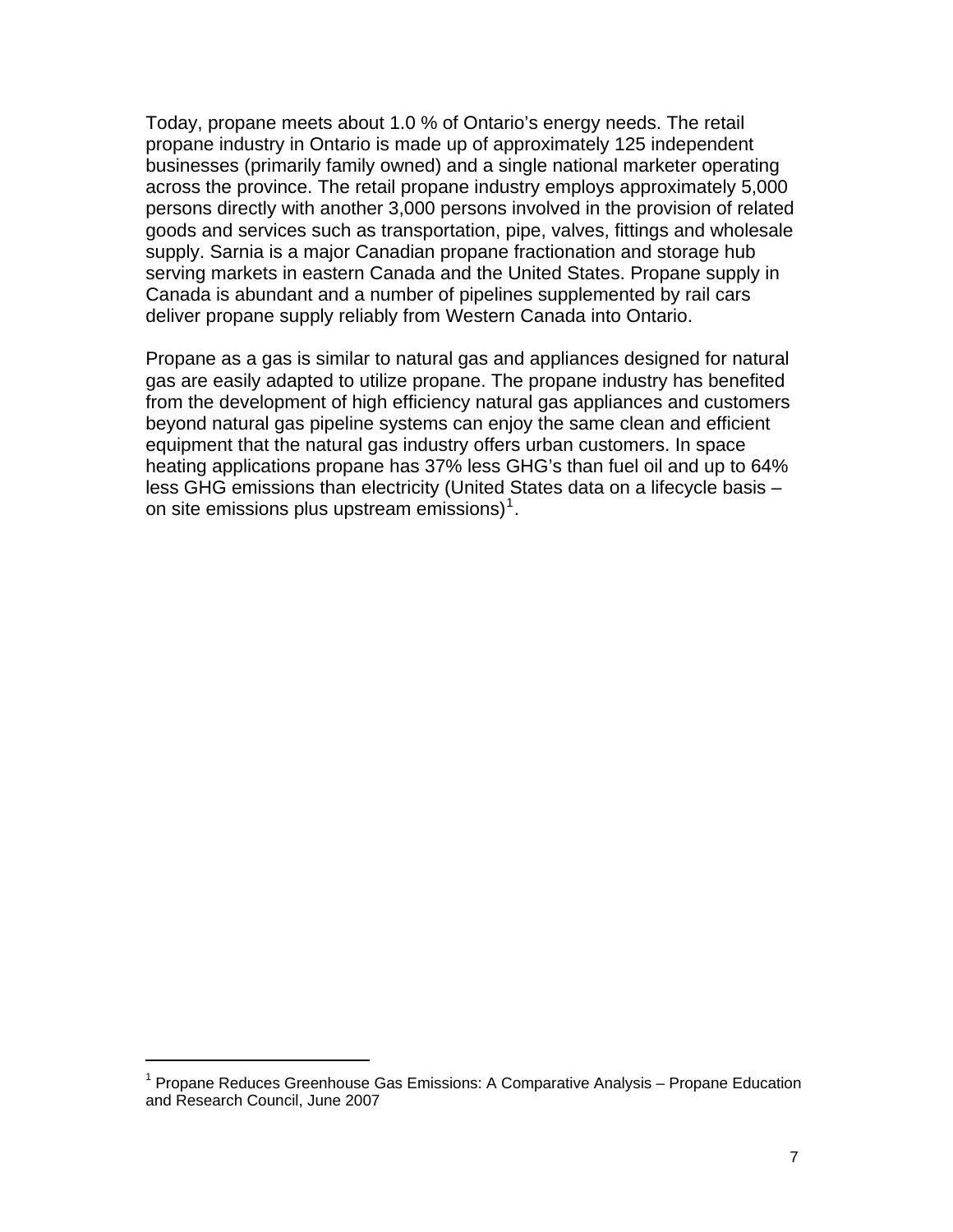Today, propane meets about 1.0 % of Ontario's energy needs. The retail propane industry in Ontario is made up of approximately 125 independent businesses (primarily family owned) and a single national marketer operating across the province. The retail propane industry employs approximately 5,000 persons directly with another 3,000 persons involved in the provision of related goods and services such as transportation, pipe, valves, fittings and wholesale supply. Sarnia is a major Canadian propane fractionation and storage hub serving markets in eastern Canada and the United States. Propane supply in Canada is abundant and a number of pipelines supplemented by rail cars deliver propane supply reliably from Western Canada into Ontario.

Propane as a gas is similar to natural gas and appliances designed for natural gas are easily adapted to utilize propane. The propane industry has benefited from the development of high efficiency natural gas appliances and customers beyond natural gas pipeline systems can enjoy the same clean and efficient equipment that the natural gas industry offers urban customers. In space heating applications propane has 37% less GHG's than fuel oil and up to 64% less GHG emissions than electricity (United States data on a lifecycle basis – on site emissions plus upstream emissions)[1].

[1] Propane Reduces Greenhouse Gas Emissions: A Comparative Analysis – Propane Education and Research Council, June 2007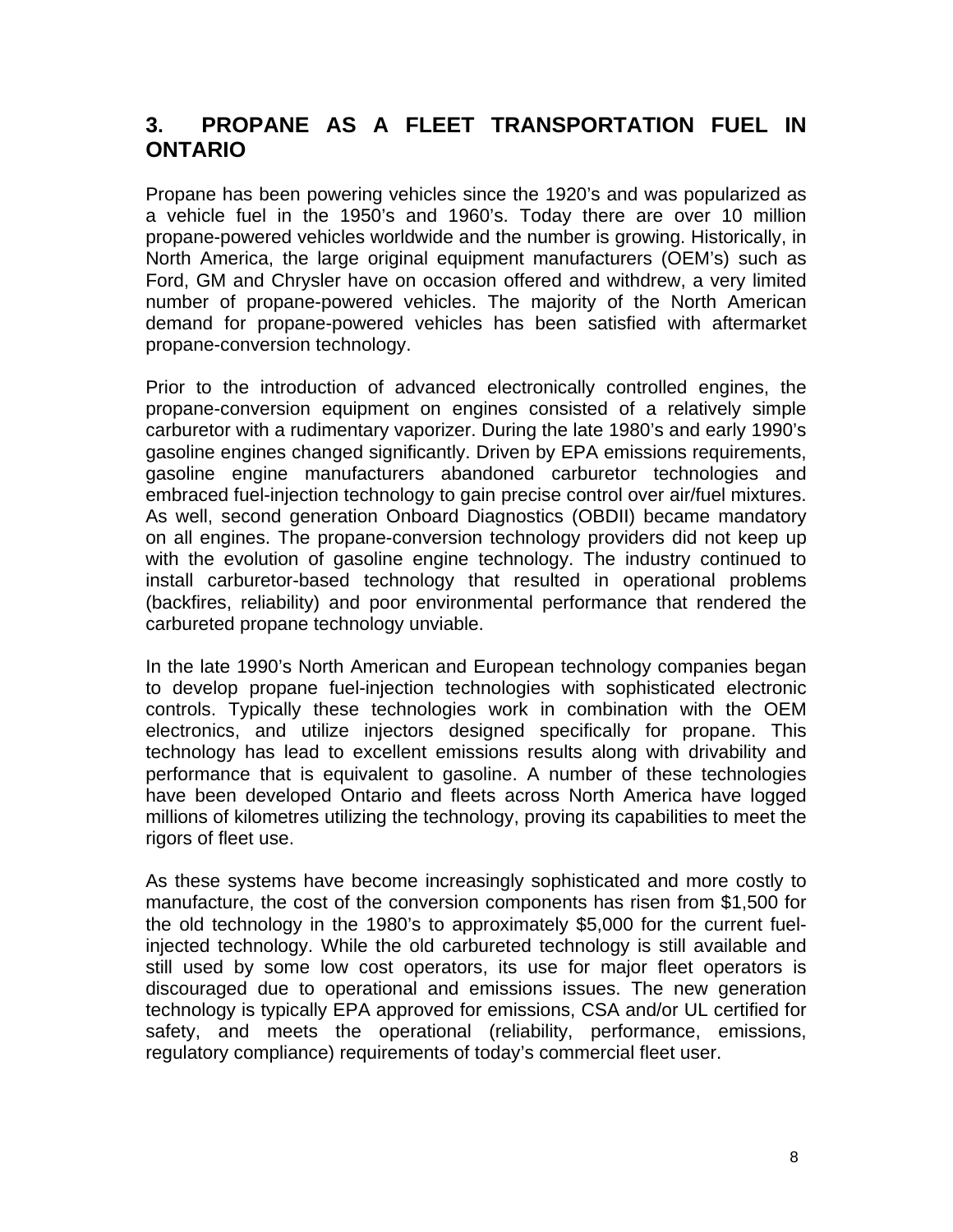## 3. PROPANE AS A FLEET TRANSPORTATION FUEL IN ONTARIO

Propane has been powering vehicles since the 1920's and was popularized as a vehicle fuel in the 1950's and 1960's. Today there are over 10 million propane-powered vehicles worldwide and the number is growing. Historically, in North America, the large original equipment manufacturers (OEM's) such as Ford, GM and Chrysler have on occasion offered and withdrew, a very limited number of propane-powered vehicles. The majority of the North American demand for propane-powered vehicles has been satisfied with aftermarket propane-conversion technology.

Prior to the introduction of advanced electronically controlled engines, the propane-conversion equipment on engines consisted of a relatively simple carburetor with a rudimentary vaporizer. During the late 1980's and early 1990's gasoline engines changed significantly. Driven by EPA emissions requirements, gasoline engine manufacturers abandoned carburetor technologies and embraced fuel-injection technology to gain precise control over air/fuel mixtures. As well, second generation Onboard Diagnostics (OBDII) became mandatory on all engines. The propane-conversion technology providers did not keep up with the evolution of gasoline engine technology. The industry continued to install carburetor-based technology that resulted in operational problems (backfires, reliability) and poor environmental performance that rendered the carbureted propane technology unviable.

In the late 1990's North American and European technology companies began to develop propane fuel-injection technologies with sophisticated electronic controls. Typically these technologies work in combination with the OEM electronics, and utilize injectors designed specifically for propane. This technology has lead to excellent emissions results along with drivability and performance that is equivalent to gasoline. A number of these technologies have been developed Ontario and fleets across North America have logged millions of kilometres utilizing the technology, proving its capabilities to meet the rigors of fleet use.

As these systems have become increasingly sophisticated and more costly to manufacture, the cost of the conversion components has risen from $1,500 for the old technology in the 1980's to approximately $5,000 for the current fuel-injected technology. While the old carbureted technology is still available and still used by some low cost operators, its use for major fleet operators is discouraged due to operational and emissions issues. The new generation technology is typically EPA approved for emissions, CSA and/or UL certified for safety, and meets the operational (reliability, performance, emissions, regulatory compliance) requirements of today's commercial fleet user.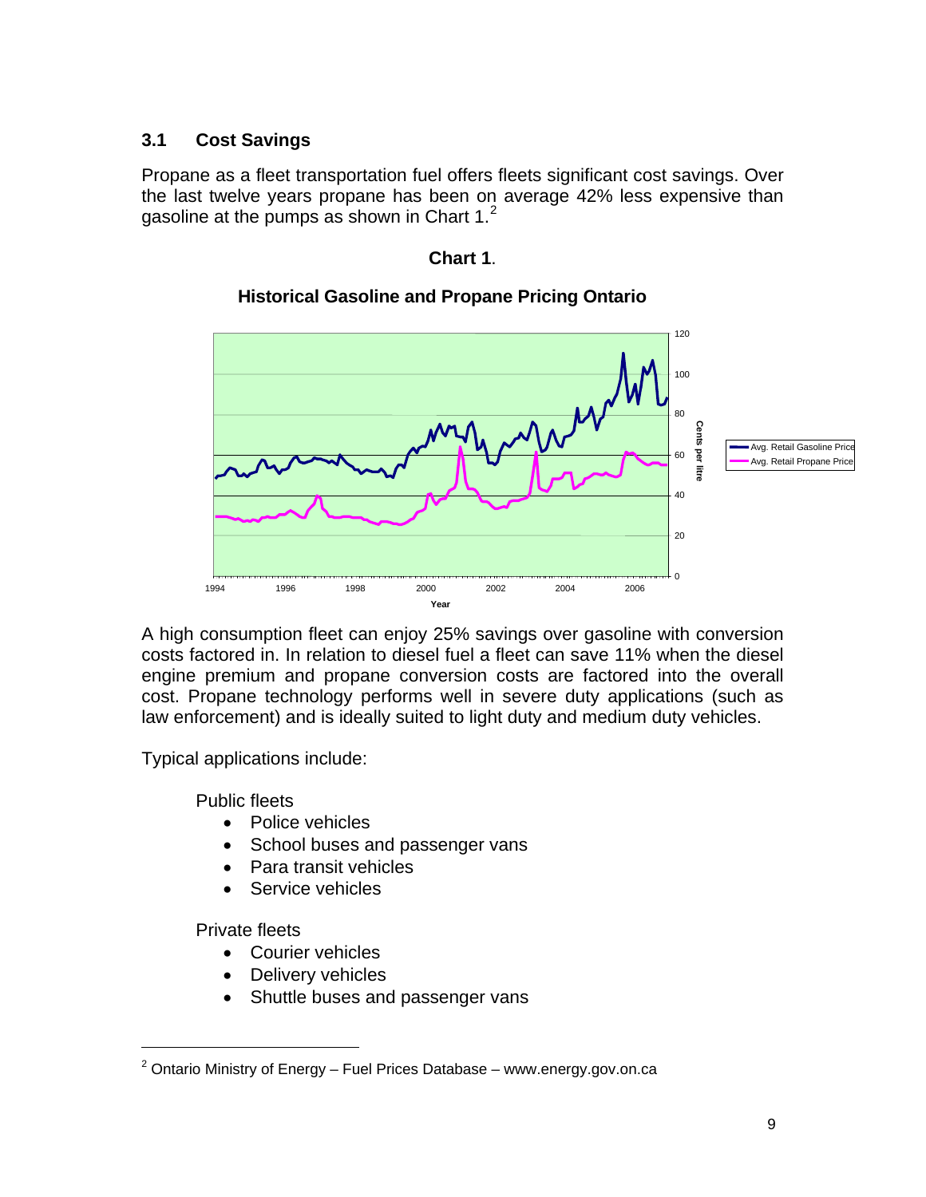### 3.1 Cost Savings

Propane as a fleet transportation fuel offers fleets significant cost savings. Over the last twelve years propane has been on average 42% less expensive than gasoline at the pumps as shown in Chart 1.[2]

**Chart 1.**

**Historical Gasoline and Propane Pricing Ontario**

A high consumption fleet can enjoy 25% savings over gasoline with conversion costs factored in. In relation to diesel fuel a fleet can save 11% when the diesel engine premium and propane conversion costs are factored into the overall cost. Propane technology performs well in severe duty applications (such as law enforcement) and is ideally suited to light duty and medium duty vehicles.

Typical applications include:

Public fleets

- Police vehicles
- School buses and passenger vans
- Para transit vehicles
- Service vehicles

Private fleets

- Courier vehicles
- Delivery vehicles
- Shuttle buses and passenger vans

[2] Ontario Ministry of Energy – Fuel Prices Database – www.energy.gov.on.ca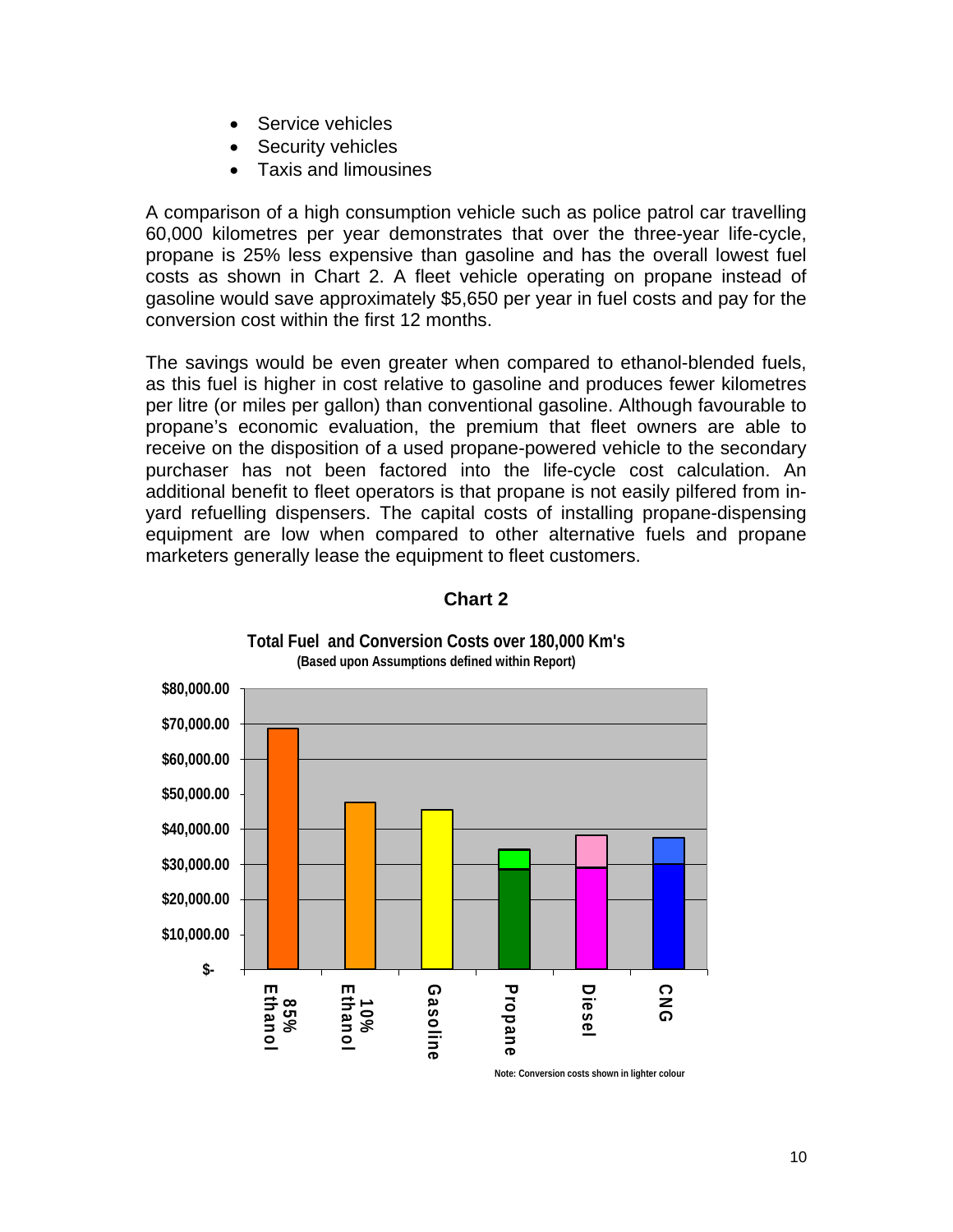- Service vehicles
- Security vehicles
- Taxis and limousines

A comparison of a high consumption vehicle such as police patrol car travelling 60,000 kilometres per year demonstrates that over the three-year life-cycle, propane is 25% less expensive than gasoline and has the overall lowest fuel costs as shown in Chart 2. A fleet vehicle operating on propane instead of gasoline would save approximately $5,650 per year in fuel costs and pay for the conversion cost within the first 12 months.

The savings would be even greater when compared to ethanol-blended fuels, as this fuel is higher in cost relative to gasoline and produces fewer kilometres per litre (or miles per gallon) than conventional gasoline. Although favourable to propane's economic evaluation, the premium that fleet owners are able to receive on the disposition of a used propane-powered vehicle to the secondary purchaser has not been factored into the life-cycle cost calculation. An additional benefit to fleet operators is that propane is not easily pilfered from in-yard refuelling dispensers. The capital costs of installing propane-dispensing equipment are low when compared to other alternative fuels and propane marketers generally lease the equipment to fleet customers.

**Chart 2**

**Total Fuel and Conversion Costs over 180,000 Km's**
**(Based upon Assumptions defined within Report)**

Y-axis: $- to $80,000.00 (increments of $10,000.00)

Categories: 85% Ethanol, 10% Ethanol, Gasoline, Propane, Diesel, CNG

Note: Conversion costs shown in lighter colour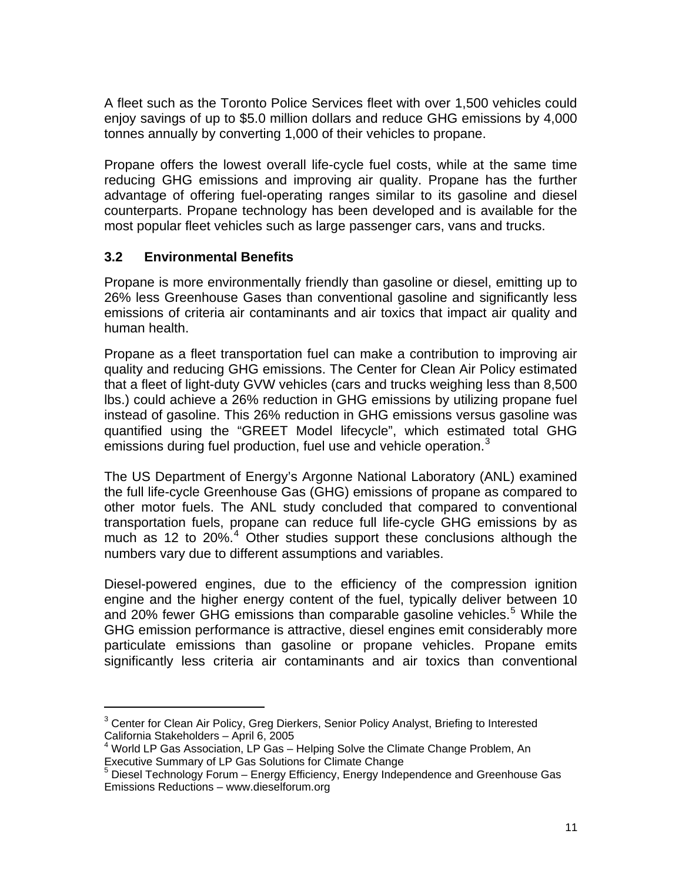A fleet such as the Toronto Police Services fleet with over 1,500 vehicles could enjoy savings of up to $5.0 million dollars and reduce GHG emissions by 4,000 tonnes annually by converting 1,000 of their vehicles to propane.

Propane offers the lowest overall life-cycle fuel costs, while at the same time reducing GHG emissions and improving air quality. Propane has the further advantage of offering fuel-operating ranges similar to its gasoline and diesel counterparts. Propane technology has been developed and is available for the most popular fleet vehicles such as large passenger cars, vans and trucks.

### 3.2 Environmental Benefits

Propane is more environmentally friendly than gasoline or diesel, emitting up to 26% less Greenhouse Gases than conventional gasoline and significantly less emissions of criteria air contaminants and air toxics that impact air quality and human health.

Propane as a fleet transportation fuel can make a contribution to improving air quality and reducing GHG emissions. The Center for Clean Air Policy estimated that a fleet of light-duty GVW vehicles (cars and trucks weighing less than 8,500 lbs.) could achieve a 26% reduction in GHG emissions by utilizing propane fuel instead of gasoline. This 26% reduction in GHG emissions versus gasoline was quantified using the "GREET Model lifecycle", which estimated total GHG emissions during fuel production, fuel use and vehicle operation.[3]

The US Department of Energy's Argonne National Laboratory (ANL) examined the full life-cycle Greenhouse Gas (GHG) emissions of propane as compared to other motor fuels. The ANL study concluded that compared to conventional transportation fuels, propane can reduce full life-cycle GHG emissions by as much as 12 to 20%.[4] Other studies support these conclusions although the numbers vary due to different assumptions and variables.

Diesel-powered engines, due to the efficiency of the compression ignition engine and the higher energy content of the fuel, typically deliver between 10 and 20% fewer GHG emissions than comparable gasoline vehicles.[5] While the GHG emission performance is attractive, diesel engines emit considerably more particulate emissions than gasoline or propane vehicles. Propane emits significantly less criteria air contaminants and air toxics than conventional

---

[3] Center for Clean Air Policy, Greg Dierkers, Senior Policy Analyst, Briefing to Interested California Stakeholders – April 6, 2005

[4] World LP Gas Association, LP Gas – Helping Solve the Climate Change Problem, An Executive Summary of LP Gas Solutions for Climate Change

[5] Diesel Technology Forum – Energy Efficiency, Energy Independence and Greenhouse Gas Emissions Reductions – www.dieselforum.org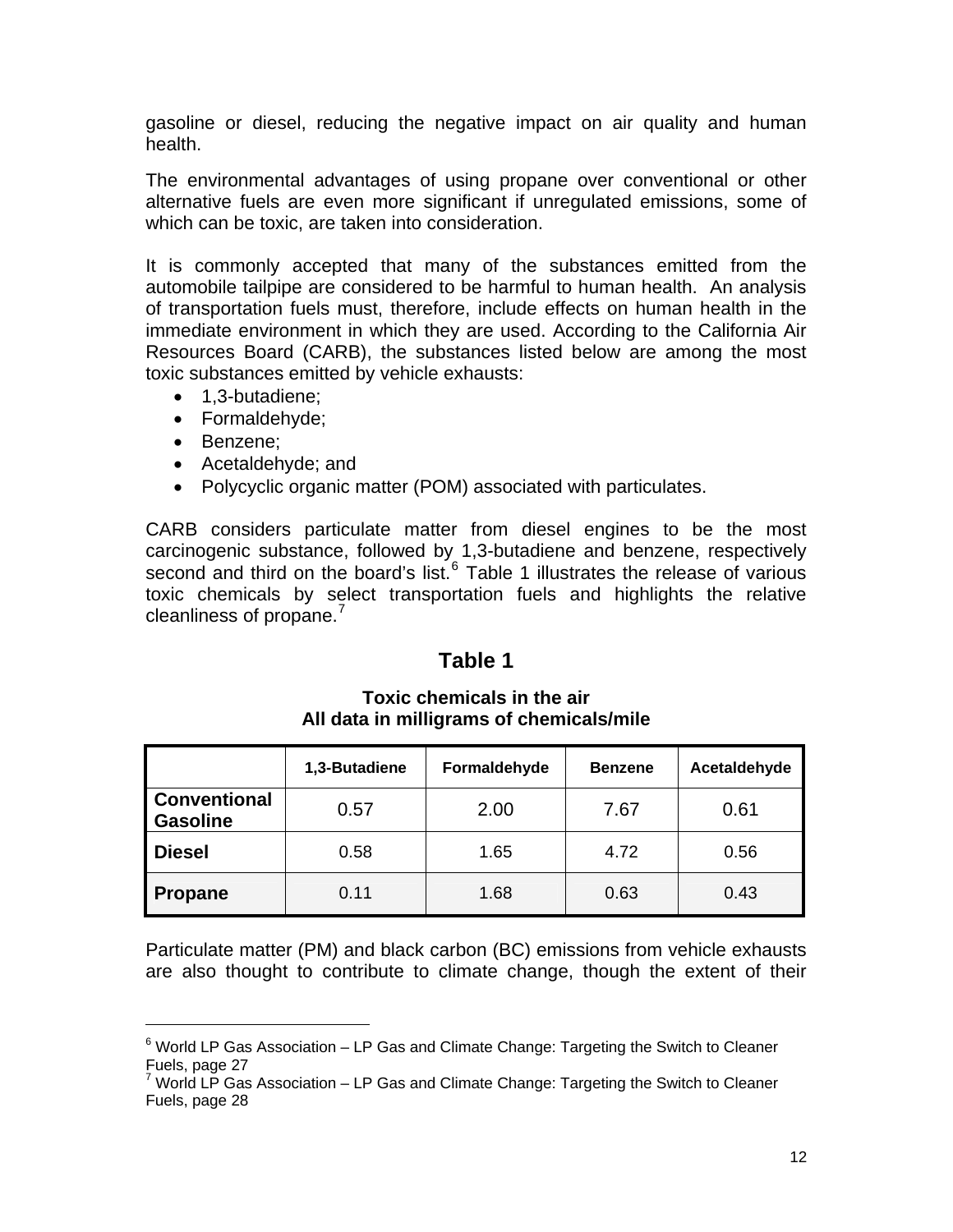gasoline or diesel, reducing the negative impact on air quality and human health.

The environmental advantages of using propane over conventional or other alternative fuels are even more significant if unregulated emissions, some of which can be toxic, are taken into consideration.

It is commonly accepted that many of the substances emitted from the automobile tailpipe are considered to be harmful to human health. An analysis of transportation fuels must, therefore, include effects on human health in the immediate environment in which they are used. According to the California Air Resources Board (CARB), the substances listed below are among the most toxic substances emitted by vehicle exhausts:

- 1,3-butadiene;
- Formaldehyde;
- Benzene;
- Acetaldehyde; and
- Polycyclic organic matter (POM) associated with particulates.

CARB considers particulate matter from diesel engines to be the most carcinogenic substance, followed by 1,3-butadiene and benzene, respectively second and third on the board's list.[6] Table 1 illustrates the release of various toxic chemicals by select transportation fuels and highlights the relative cleanliness of propane.[7]

## Table 1

**Toxic chemicals in the air**
**All data in milligrams of chemicals/mile**

| | 1,3-Butadiene | Formaldehyde | Benzene | Acetaldehyde |
|---|---|---|---|---|
| **Conventional Gasoline** | 0.57 | 2.00 | 7.67 | 0.61 |
| **Diesel** | 0.58 | 1.65 | 4.72 | 0.56 |
| **Propane** | 0.11 | 1.68 | 0.63 | 0.43 |

Particulate matter (PM) and black carbon (BC) emissions from vehicle exhausts are also thought to contribute to climate change, though the extent of their

---

[6] World LP Gas Association – LP Gas and Climate Change: Targeting the Switch to Cleaner Fuels, page 27

[7] World LP Gas Association – LP Gas and Climate Change: Targeting the Switch to Cleaner Fuels, page 28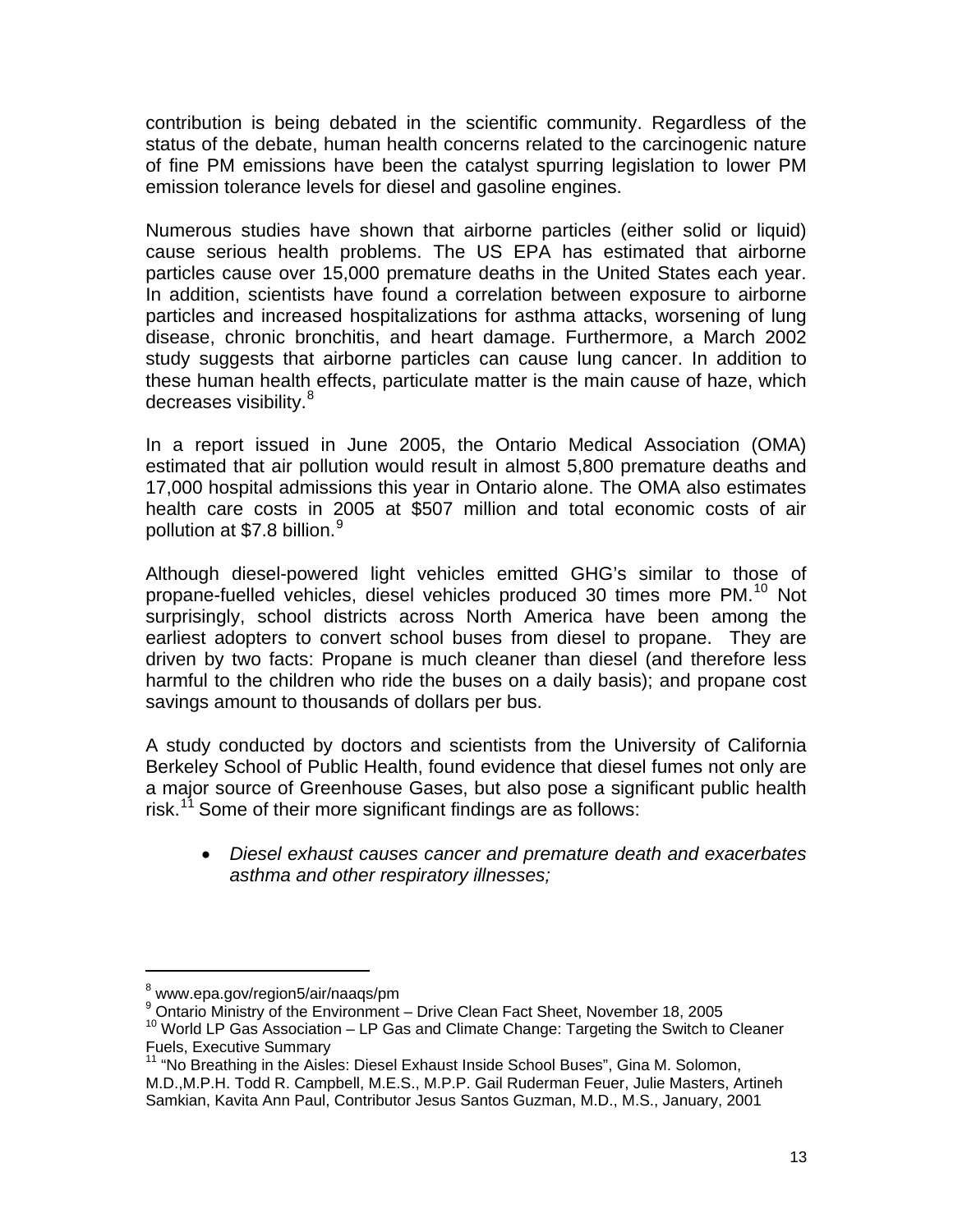contribution is being debated in the scientific community. Regardless of the status of the debate, human health concerns related to the carcinogenic nature of fine PM emissions have been the catalyst spurring legislation to lower PM emission tolerance levels for diesel and gasoline engines.

Numerous studies have shown that airborne particles (either solid or liquid) cause serious health problems. The US EPA has estimated that airborne particles cause over 15,000 premature deaths in the United States each year. In addition, scientists have found a correlation between exposure to airborne particles and increased hospitalizations for asthma attacks, worsening of lung disease, chronic bronchitis, and heart damage. Furthermore, a March 2002 study suggests that airborne particles can cause lung cancer. In addition to these human health effects, particulate matter is the main cause of haze, which decreases visibility.[8]

In a report issued in June 2005, the Ontario Medical Association (OMA) estimated that air pollution would result in almost 5,800 premature deaths and 17,000 hospital admissions this year in Ontario alone. The OMA also estimates health care costs in 2005 at $507 million and total economic costs of air pollution at $7.8 billion.[9]

Although diesel-powered light vehicles emitted GHG's similar to those of propane-fuelled vehicles, diesel vehicles produced 30 times more PM.[10] Not surprisingly, school districts across North America have been among the earliest adopters to convert school buses from diesel to propane. They are driven by two facts: Propane is much cleaner than diesel (and therefore less harmful to the children who ride the buses on a daily basis); and propane cost savings amount to thousands of dollars per bus.

A study conducted by doctors and scientists from the University of California Berkeley School of Public Health, found evidence that diesel fumes not only are a major source of Greenhouse Gases, but also pose a significant public health risk.[11] Some of their more significant findings are as follows:

- *Diesel exhaust causes cancer and premature death and exacerbates asthma and other respiratory illnesses;*

---

[8] www.epa.gov/region5/air/naaqs/pm

[9] Ontario Ministry of the Environment – Drive Clean Fact Sheet, November 18, 2005

[10] World LP Gas Association – LP Gas and Climate Change: Targeting the Switch to Cleaner Fuels, Executive Summary

[11] "No Breathing in the Aisles: Diesel Exhaust Inside School Buses", Gina M. Solomon, M.D.,M.P.H. Todd R. Campbell, M.E.S., M.P.P. Gail Ruderman Feuer, Julie Masters, Artineh Samkian, Kavita Ann Paul, Contributor Jesus Santos Guzman, M.D., M.S., January, 2001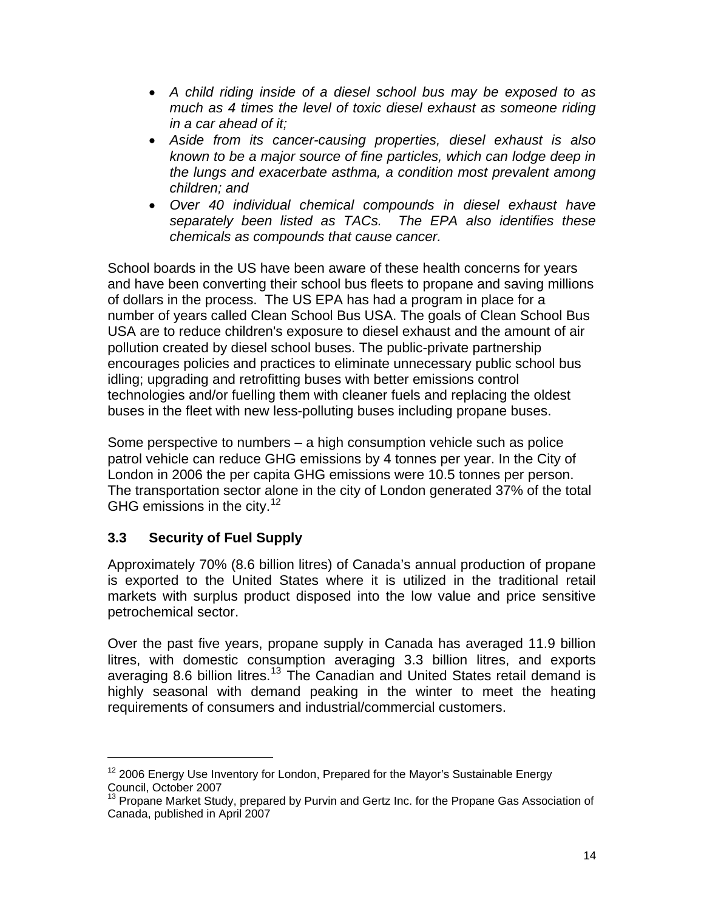- *A child riding inside of a diesel school bus may be exposed to as much as 4 times the level of toxic diesel exhaust as someone riding in a car ahead of it;*
- *Aside from its cancer-causing properties, diesel exhaust is also known to be a major source of fine particles, which can lodge deep in the lungs and exacerbate asthma, a condition most prevalent among children; and*
- *Over 40 individual chemical compounds in diesel exhaust have separately been listed as TACs. The EPA also identifies these chemicals as compounds that cause cancer.*

School boards in the US have been aware of these health concerns for years and have been converting their school bus fleets to propane and saving millions of dollars in the process. The US EPA has had a program in place for a number of years called Clean School Bus USA. The goals of Clean School Bus USA are to reduce children's exposure to diesel exhaust and the amount of air pollution created by diesel school buses. The public-private partnership encourages policies and practices to eliminate unnecessary public school bus idling; upgrading and retrofitting buses with better emissions control technologies and/or fuelling them with cleaner fuels and replacing the oldest buses in the fleet with new less-polluting buses including propane buses.

Some perspective to numbers – a high consumption vehicle such as police patrol vehicle can reduce GHG emissions by 4 tonnes per year. In the City of London in 2006 the per capita GHG emissions were 10.5 tonnes per person. The transportation sector alone in the city of London generated 37% of the total GHG emissions in the city.[12]

## 3.3 Security of Fuel Supply

Approximately 70% (8.6 billion litres) of Canada's annual production of propane is exported to the United States where it is utilized in the traditional retail markets with surplus product disposed into the low value and price sensitive petrochemical sector.

Over the past five years, propane supply in Canada has averaged 11.9 billion litres, with domestic consumption averaging 3.3 billion litres, and exports averaging 8.6 billion litres.[13] The Canadian and United States retail demand is highly seasonal with demand peaking in the winter to meet the heating requirements of consumers and industrial/commercial customers.

---

[12] 2006 Energy Use Inventory for London, Prepared for the Mayor's Sustainable Energy Council, October 2007

[13] Propane Market Study, prepared by Purvin and Gertz Inc. for the Propane Gas Association of Canada, published in April 2007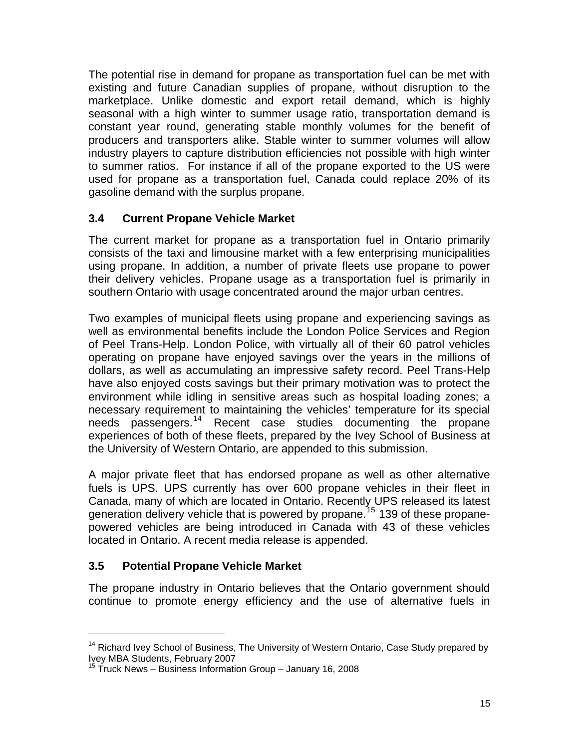The potential rise in demand for propane as transportation fuel can be met with existing and future Canadian supplies of propane, without disruption to the marketplace. Unlike domestic and export retail demand, which is highly seasonal with a high winter to summer usage ratio, transportation demand is constant year round, generating stable monthly volumes for the benefit of producers and transporters alike. Stable winter to summer volumes will allow industry players to capture distribution efficiencies not possible with high winter to summer ratios. For instance if all of the propane exported to the US were used for propane as a transportation fuel, Canada could replace 20% of its gasoline demand with the surplus propane.

### 3.4 Current Propane Vehicle Market

The current market for propane as a transportation fuel in Ontario primarily consists of the taxi and limousine market with a few enterprising municipalities using propane. In addition, a number of private fleets use propane to power their delivery vehicles. Propane usage as a transportation fuel is primarily in southern Ontario with usage concentrated around the major urban centres.

Two examples of municipal fleets using propane and experiencing savings as well as environmental benefits include the London Police Services and Region of Peel Trans-Help. London Police, with virtually all of their 60 patrol vehicles operating on propane have enjoyed savings over the years in the millions of dollars, as well as accumulating an impressive safety record. Peel Trans-Help have also enjoyed costs savings but their primary motivation was to protect the environment while idling in sensitive areas such as hospital loading zones; a necessary requirement to maintaining the vehicles' temperature for its special needs passengers.[14] Recent case studies documenting the propane experiences of both of these fleets, prepared by the Ivey School of Business at the University of Western Ontario, are appended to this submission.

A major private fleet that has endorsed propane as well as other alternative fuels is UPS. UPS currently has over 600 propane vehicles in their fleet in Canada, many of which are located in Ontario. Recently UPS released its latest generation delivery vehicle that is powered by propane.[15] 139 of these propane-powered vehicles are being introduced in Canada with 43 of these vehicles located in Ontario. A recent media release is appended.

### 3.5 Potential Propane Vehicle Market

The propane industry in Ontario believes that the Ontario government should continue to promote energy efficiency and the use of alternative fuels in

---

[14] Richard Ivey School of Business, The University of Western Ontario, Case Study prepared by Ivey MBA Students, February 2007

[15] Truck News – Business Information Group – January 16, 2008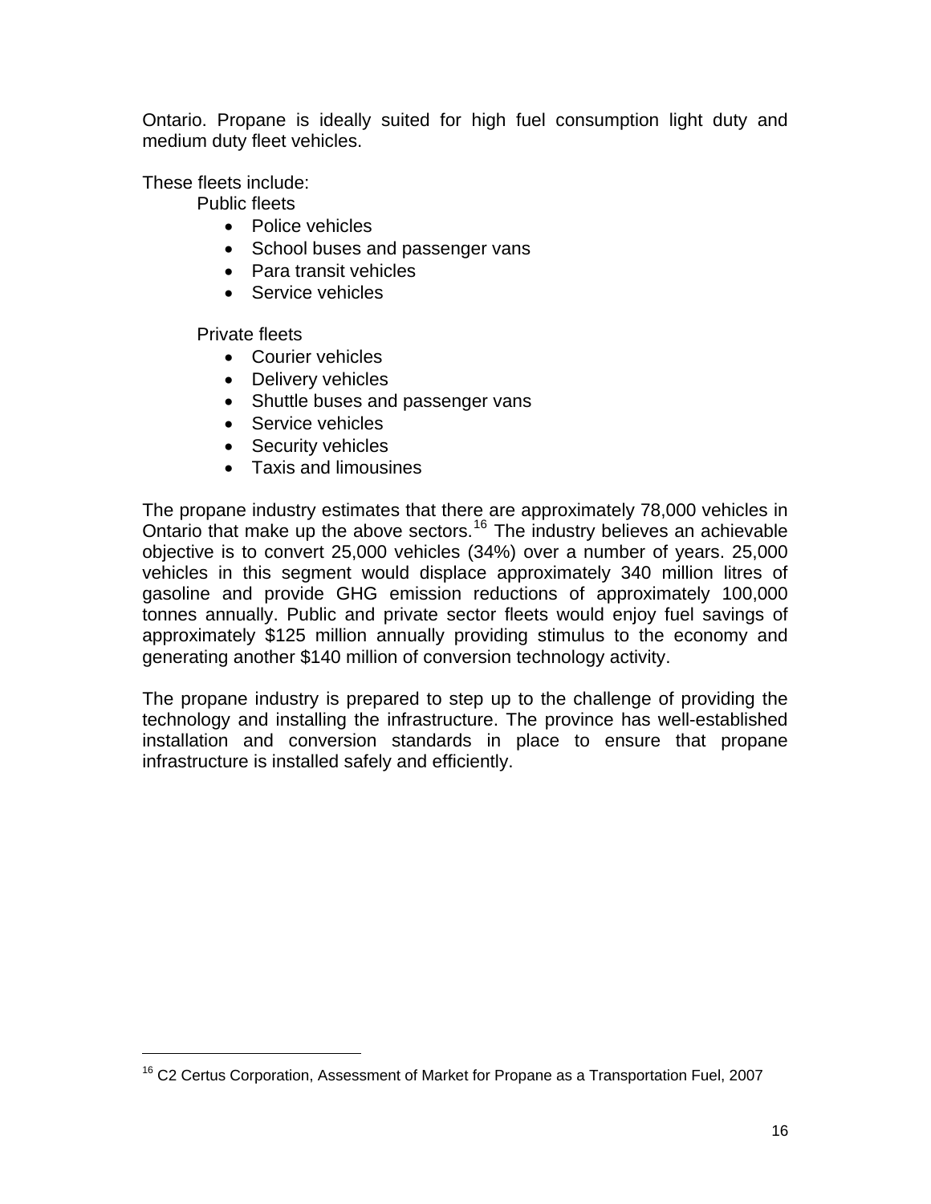Ontario. Propane is ideally suited for high fuel consumption light duty and medium duty fleet vehicles.

These fleets include:

Public fleets

- Police vehicles
- School buses and passenger vans
- Para transit vehicles
- Service vehicles

Private fleets

- Courier vehicles
- Delivery vehicles
- Shuttle buses and passenger vans
- Service vehicles
- Security vehicles
- Taxis and limousines

The propane industry estimates that there are approximately 78,000 vehicles in Ontario that make up the above sectors.[16] The industry believes an achievable objective is to convert 25,000 vehicles (34%) over a number of years. 25,000 vehicles in this segment would displace approximately 340 million litres of gasoline and provide GHG emission reductions of approximately 100,000 tonnes annually. Public and private sector fleets would enjoy fuel savings of approximately $125 million annually providing stimulus to the economy and generating another $140 million of conversion technology activity.

The propane industry is prepared to step up to the challenge of providing the technology and installing the infrastructure. The province has well-established installation and conversion standards in place to ensure that propane infrastructure is installed safely and efficiently.

[16] C2 Certus Corporation, Assessment of Market for Propane as a Transportation Fuel, 2007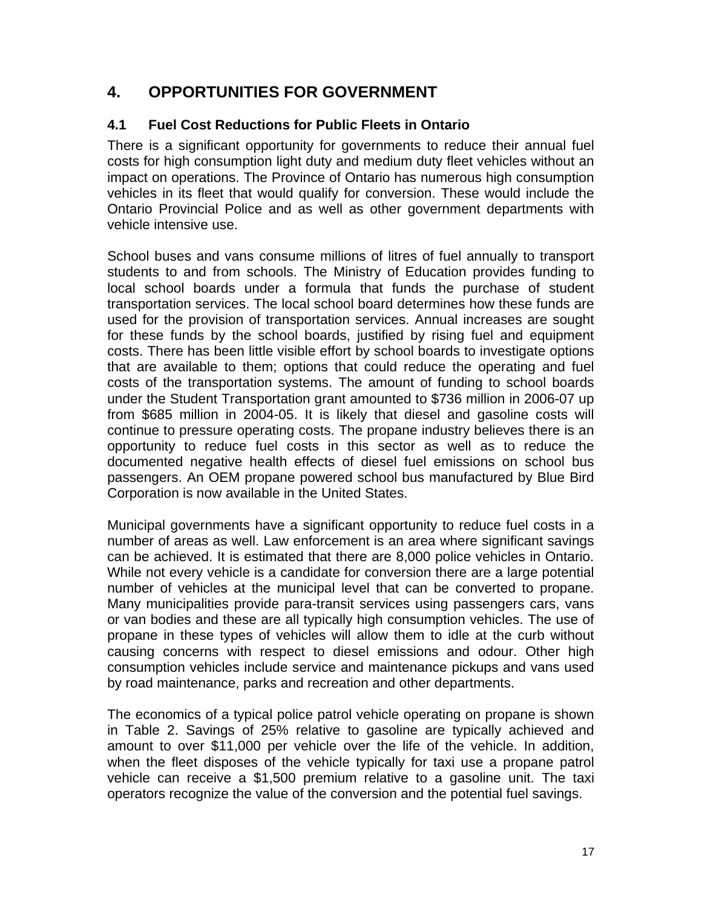# 4. OPPORTUNITIES FOR GOVERNMENT

## 4.1 Fuel Cost Reductions for Public Fleets in Ontario

There is a significant opportunity for governments to reduce their annual fuel costs for high consumption light duty and medium duty fleet vehicles without an impact on operations. The Province of Ontario has numerous high consumption vehicles in its fleet that would qualify for conversion. These would include the Ontario Provincial Police and as well as other government departments with vehicle intensive use.

School buses and vans consume millions of litres of fuel annually to transport students to and from schools. The Ministry of Education provides funding to local school boards under a formula that funds the purchase of student transportation services. The local school board determines how these funds are used for the provision of transportation services. Annual increases are sought for these funds by the school boards, justified by rising fuel and equipment costs. There has been little visible effort by school boards to investigate options that are available to them; options that could reduce the operating and fuel costs of the transportation systems. The amount of funding to school boards under the Student Transportation grant amounted to $736 million in 2006-07 up from $685 million in 2004-05. It is likely that diesel and gasoline costs will continue to pressure operating costs. The propane industry believes there is an opportunity to reduce fuel costs in this sector as well as to reduce the documented negative health effects of diesel fuel emissions on school bus passengers. An OEM propane powered school bus manufactured by Blue Bird Corporation is now available in the United States.

Municipal governments have a significant opportunity to reduce fuel costs in a number of areas as well. Law enforcement is an area where significant savings can be achieved. It is estimated that there are 8,000 police vehicles in Ontario. While not every vehicle is a candidate for conversion there are a large potential number of vehicles at the municipal level that can be converted to propane. Many municipalities provide para-transit services using passengers cars, vans or van bodies and these are all typically high consumption vehicles. The use of propane in these types of vehicles will allow them to idle at the curb without causing concerns with respect to diesel emissions and odour. Other high consumption vehicles include service and maintenance pickups and vans used by road maintenance, parks and recreation and other departments.

The economics of a typical police patrol vehicle operating on propane is shown in Table 2. Savings of 25% relative to gasoline are typically achieved and amount to over $11,000 per vehicle over the life of the vehicle. In addition, when the fleet disposes of the vehicle typically for taxi use a propane patrol vehicle can receive a $1,500 premium relative to a gasoline unit. The taxi operators recognize the value of the conversion and the potential fuel savings.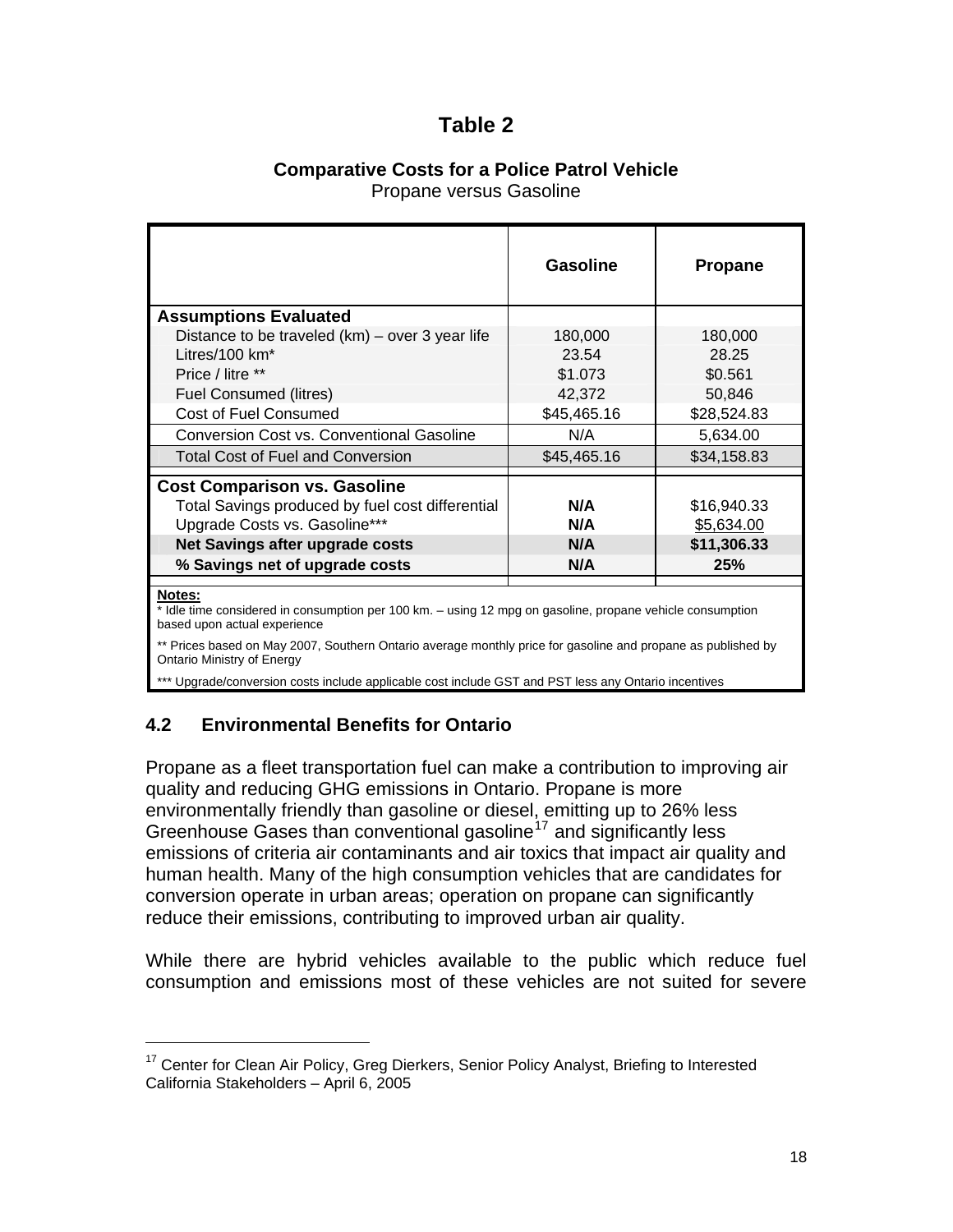## Table 2

**Comparative Costs for a Police Patrol Vehicle**
Propane versus Gasoline

| | Gasoline | Propane |
|---|---|---|
| **Assumptions Evaluated** | | |
| Distance to be traveled (km) – over 3 year life | 180,000 | 180,000 |
| Litres/100 km* | 23.54 | 28.25 |
| Price / litre ** | $1.073 | $0.561 |
| Fuel Consumed (litres) | 42,372 | 50,846 |
| Cost of Fuel Consumed | $45,465.16 | $28,524.83 |
| Conversion Cost vs. Conventional Gasoline | N/A | 5,634.00 |
| Total Cost of Fuel and Conversion | $45,465.16 | $34,158.83 |
| **Cost Comparison vs. Gasoline** | | |
| Total Savings produced by fuel cost differential | **N/A** | $16,940.33 |
| Upgrade Costs vs. Gasoline*** | **N/A** | $5,634.00 |
| **Net Savings after upgrade costs** | **N/A** | **$11,306.33** |
| **% Savings net of upgrade costs** | **N/A** | **25%** |

**Notes:**
* Idle time considered in consumption per 100 km. – using 12 mpg on gasoline, propane vehicle consumption based upon actual experience

** Prices based on May 2007, Southern Ontario average monthly price for gasoline and propane as published by Ontario Ministry of Energy

*** Upgrade/conversion costs include applicable cost include GST and PST less any Ontario incentives

### 4.2 Environmental Benefits for Ontario

Propane as a fleet transportation fuel can make a contribution to improving air quality and reducing GHG emissions in Ontario. Propane is more environmentally friendly than gasoline or diesel, emitting up to 26% less Greenhouse Gases than conventional gasoline[17] and significantly less emissions of criteria air contaminants and air toxics that impact air quality and human health. Many of the high consumption vehicles that are candidates for conversion operate in urban areas; operation on propane can significantly reduce their emissions, contributing to improved urban air quality.

While there are hybrid vehicles available to the public which reduce fuel consumption and emissions most of these vehicles are not suited for severe

[17] Center for Clean Air Policy, Greg Dierkers, Senior Policy Analyst, Briefing to Interested California Stakeholders – April 6, 2005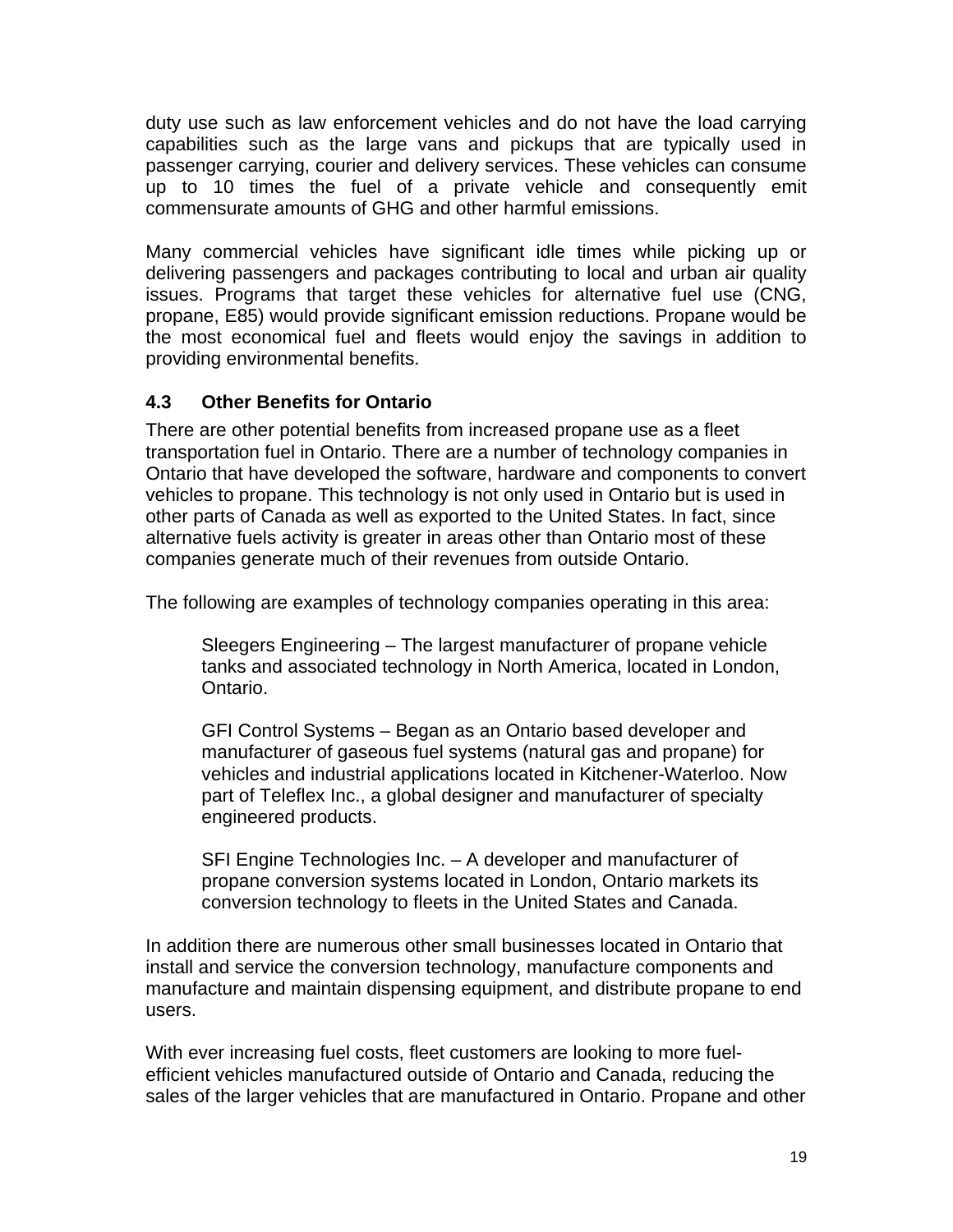duty use such as law enforcement vehicles and do not have the load carrying capabilities such as the large vans and pickups that are typically used in passenger carrying, courier and delivery services. These vehicles can consume up to 10 times the fuel of a private vehicle and consequently emit commensurate amounts of GHG and other harmful emissions.

Many commercial vehicles have significant idle times while picking up or delivering passengers and packages contributing to local and urban air quality issues. Programs that target these vehicles for alternative fuel use (CNG, propane, E85) would provide significant emission reductions. Propane would be the most economical fuel and fleets would enjoy the savings in addition to providing environmental benefits.

### 4.3 Other Benefits for Ontario

There are other potential benefits from increased propane use as a fleet transportation fuel in Ontario. There are a number of technology companies in Ontario that have developed the software, hardware and components to convert vehicles to propane. This technology is not only used in Ontario but is used in other parts of Canada as well as exported to the United States. In fact, since alternative fuels activity is greater in areas other than Ontario most of these companies generate much of their revenues from outside Ontario.

The following are examples of technology companies operating in this area:

> Sleegers Engineering – The largest manufacturer of propane vehicle tanks and associated technology in North America, located in London, Ontario.
>
> GFI Control Systems – Began as an Ontario based developer and manufacturer of gaseous fuel systems (natural gas and propane) for vehicles and industrial applications located in Kitchener-Waterloo. Now part of Teleflex Inc., a global designer and manufacturer of specialty engineered products.
>
> SFI Engine Technologies Inc. – A developer and manufacturer of propane conversion systems located in London, Ontario markets its conversion technology to fleets in the United States and Canada.

In addition there are numerous other small businesses located in Ontario that install and service the conversion technology, manufacture components and manufacture and maintain dispensing equipment, and distribute propane to end users.

With ever increasing fuel costs, fleet customers are looking to more fuel-efficient vehicles manufactured outside of Ontario and Canada, reducing the sales of the larger vehicles that are manufactured in Ontario. Propane and other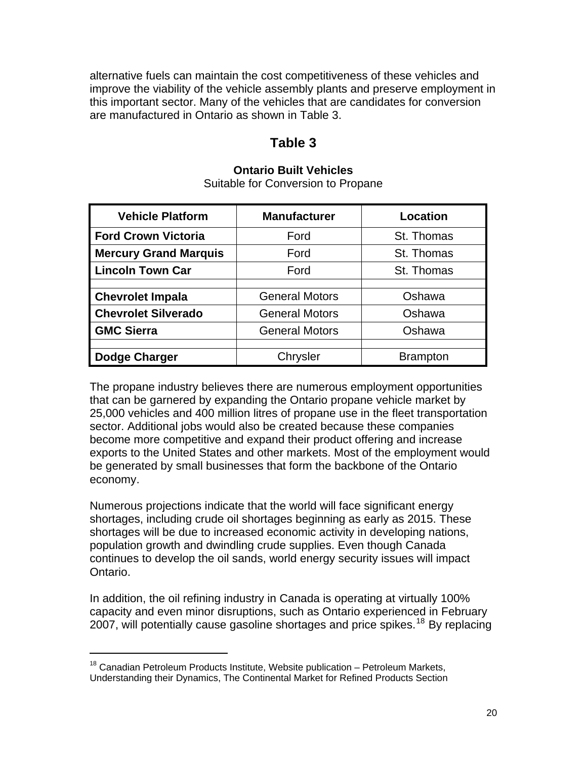alternative fuels can maintain the cost competitiveness of these vehicles and improve the viability of the vehicle assembly plants and preserve employment in this important sector. Many of the vehicles that are candidates for conversion are manufactured in Ontario as shown in Table 3.

## Table 3

**Ontario Built Vehicles**
Suitable for Conversion to Propane

| Vehicle Platform | Manufacturer | Location |
|---|---|---|
| **Ford Crown Victoria** | Ford | St. Thomas |
| **Mercury Grand Marquis** | Ford | St. Thomas |
| **Lincoln Town Car** | Ford | St. Thomas |
| | | |
| **Chevrolet Impala** | General Motors | Oshawa |
| **Chevrolet Silverado** | General Motors | Oshawa |
| **GMC Sierra** | General Motors | Oshawa |
| | | |
| **Dodge Charger** | Chrysler | Brampton |

The propane industry believes there are numerous employment opportunities that can be garnered by expanding the Ontario propane vehicle market by 25,000 vehicles and 400 million litres of propane use in the fleet transportation sector. Additional jobs would also be created because these companies become more competitive and expand their product offering and increase exports to the United States and other markets. Most of the employment would be generated by small businesses that form the backbone of the Ontario economy.

Numerous projections indicate that the world will face significant energy shortages, including crude oil shortages beginning as early as 2015. These shortages will be due to increased economic activity in developing nations, population growth and dwindling crude supplies. Even though Canada continues to develop the oil sands, world energy security issues will impact Ontario.

In addition, the oil refining industry in Canada is operating at virtually 100% capacity and even minor disruptions, such as Ontario experienced in February 2007, will potentially cause gasoline shortages and price spikes.[18] By replacing

[18] Canadian Petroleum Products Institute, Website publication – Petroleum Markets, Understanding their Dynamics, The Continental Market for Refined Products Section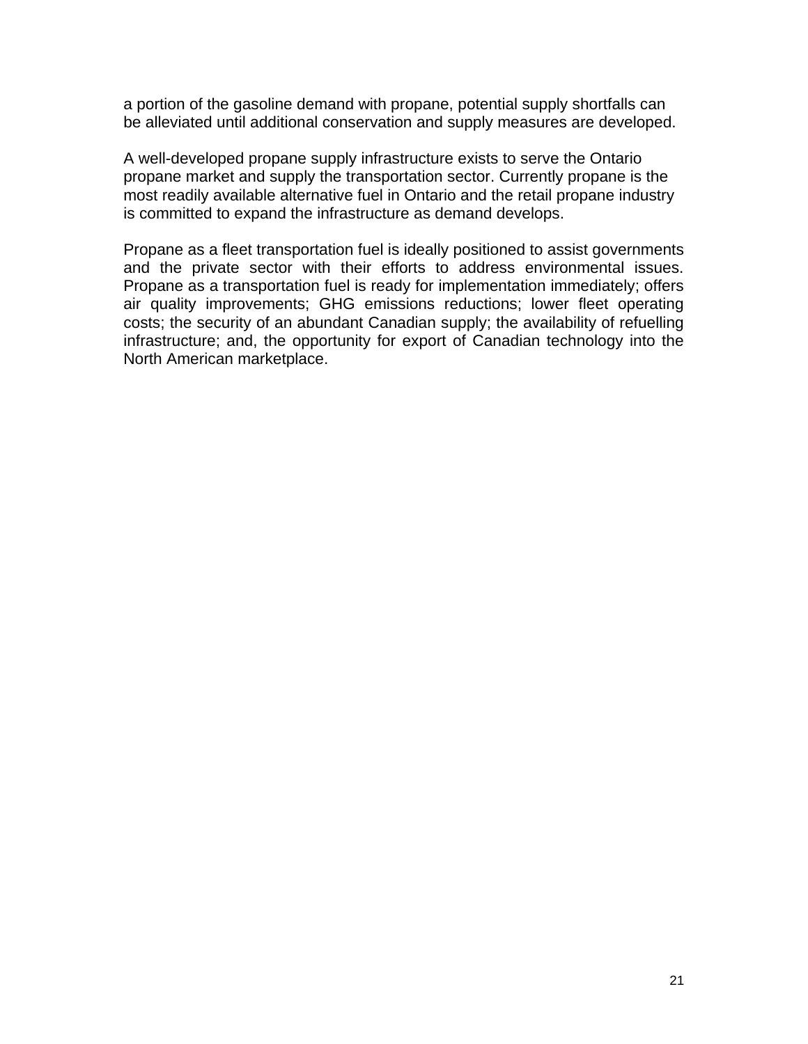a portion of the gasoline demand with propane, potential supply shortfalls can be alleviated until additional conservation and supply measures are developed.

A well-developed propane supply infrastructure exists to serve the Ontario propane market and supply the transportation sector. Currently propane is the most readily available alternative fuel in Ontario and the retail propane industry is committed to expand the infrastructure as demand develops.

Propane as a fleet transportation fuel is ideally positioned to assist governments and the private sector with their efforts to address environmental issues. Propane as a transportation fuel is ready for implementation immediately; offers air quality improvements; GHG emissions reductions; lower fleet operating costs; the security of an abundant Canadian supply; the availability of refuelling infrastructure; and, the opportunity for export of Canadian technology into the North American marketplace.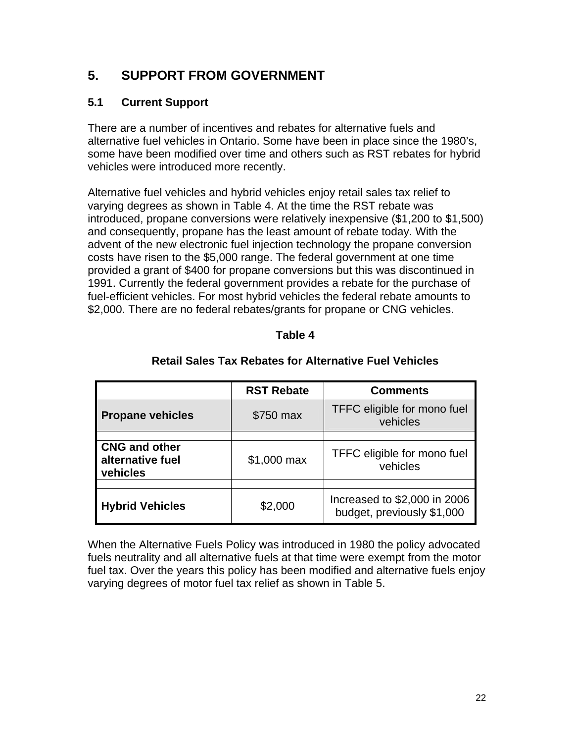# 5. SUPPORT FROM GOVERNMENT

## 5.1 Current Support

There are a number of incentives and rebates for alternative fuels and alternative fuel vehicles in Ontario. Some have been in place since the 1980's, some have been modified over time and others such as RST rebates for hybrid vehicles were introduced more recently.

Alternative fuel vehicles and hybrid vehicles enjoy retail sales tax relief to varying degrees as shown in Table 4. At the time the RST rebate was introduced, propane conversions were relatively inexpensive ($1,200 to $1,500) and consequently, propane has the least amount of rebate today. With the advent of the new electronic fuel injection technology the propane conversion costs have risen to the $5,000 range. The federal government at one time provided a grant of $400 for propane conversions but this was discontinued in 1991. Currently the federal government provides a rebate for the purchase of fuel-efficient vehicles. For most hybrid vehicles the federal rebate amounts to $2,000. There are no federal rebates/grants for propane or CNG vehicles.

**Table 4**

**Retail Sales Tax Rebates for Alternative Fuel Vehicles**

| | RST Rebate | Comments |
|---|---|---|
| **Propane vehicles** | $750 max | TFFC eligible for mono fuel vehicles |
| | | |
| **CNG and other alternative fuel vehicles** | $1,000 max | TFFC eligible for mono fuel vehicles |
| | | |
| **Hybrid Vehicles** | $2,000 | Increased to $2,000 in 2006 budget, previously $1,000 |

When the Alternative Fuels Policy was introduced in 1980 the policy advocated fuels neutrality and all alternative fuels at that time were exempt from the motor fuel tax. Over the years this policy has been modified and alternative fuels enjoy varying degrees of motor fuel tax relief as shown in Table 5.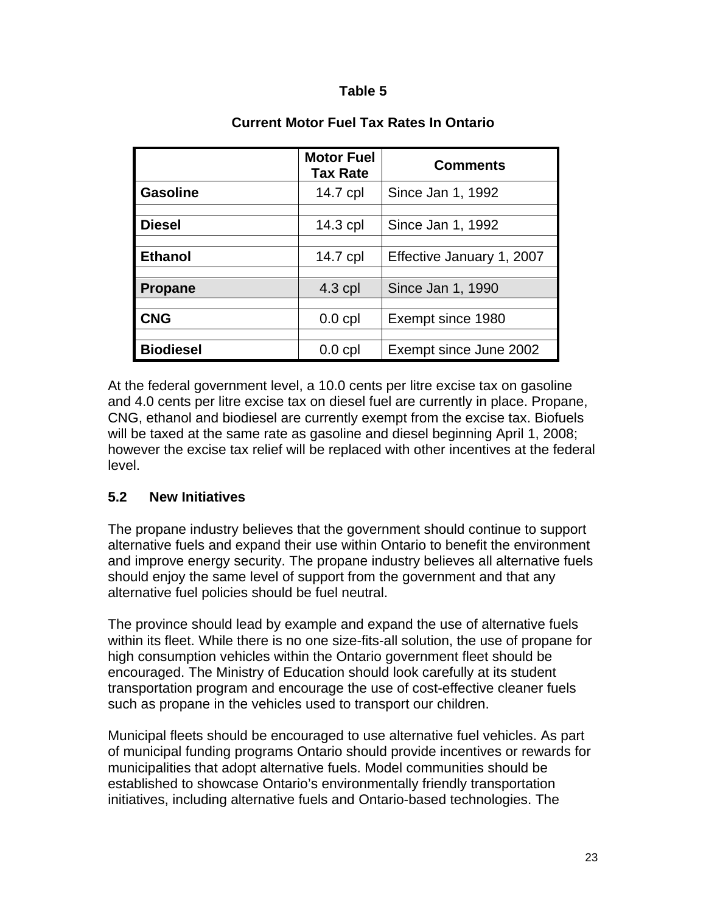**Table 5**

**Current Motor Fuel Tax Rates In Ontario**

| | Motor Fuel Tax Rate | Comments |
|---|---|---|
| **Gasoline** | 14.7 cpl | Since Jan 1, 1992 |
| **Diesel** | 14.3 cpl | Since Jan 1, 1992 |
| **Ethanol** | 14.7 cpl | Effective January 1, 2007 |
| **Propane** | 4.3 cpl | Since Jan 1, 1990 |
| **CNG** | 0.0 cpl | Exempt since 1980 |
| **Biodiesel** | 0.0 cpl | Exempt since June 2002 |

At the federal government level, a 10.0 cents per litre excise tax on gasoline and 4.0 cents per litre excise tax on diesel fuel are currently in place. Propane, CNG, ethanol and biodiesel are currently exempt from the excise tax. Biofuels will be taxed at the same rate as gasoline and diesel beginning April 1, 2008; however the excise tax relief will be replaced with other incentives at the federal level.

### 5.2 New Initiatives

The propane industry believes that the government should continue to support alternative fuels and expand their use within Ontario to benefit the environment and improve energy security. The propane industry believes all alternative fuels should enjoy the same level of support from the government and that any alternative fuel policies should be fuel neutral.

The province should lead by example and expand the use of alternative fuels within its fleet. While there is no one size-fits-all solution, the use of propane for high consumption vehicles within the Ontario government fleet should be encouraged. The Ministry of Education should look carefully at its student transportation program and encourage the use of cost-effective cleaner fuels such as propane in the vehicles used to transport our children.

Municipal fleets should be encouraged to use alternative fuel vehicles. As part of municipal funding programs Ontario should provide incentives or rewards for municipalities that adopt alternative fuels. Model communities should be established to showcase Ontario's environmentally friendly transportation initiatives, including alternative fuels and Ontario-based technologies. The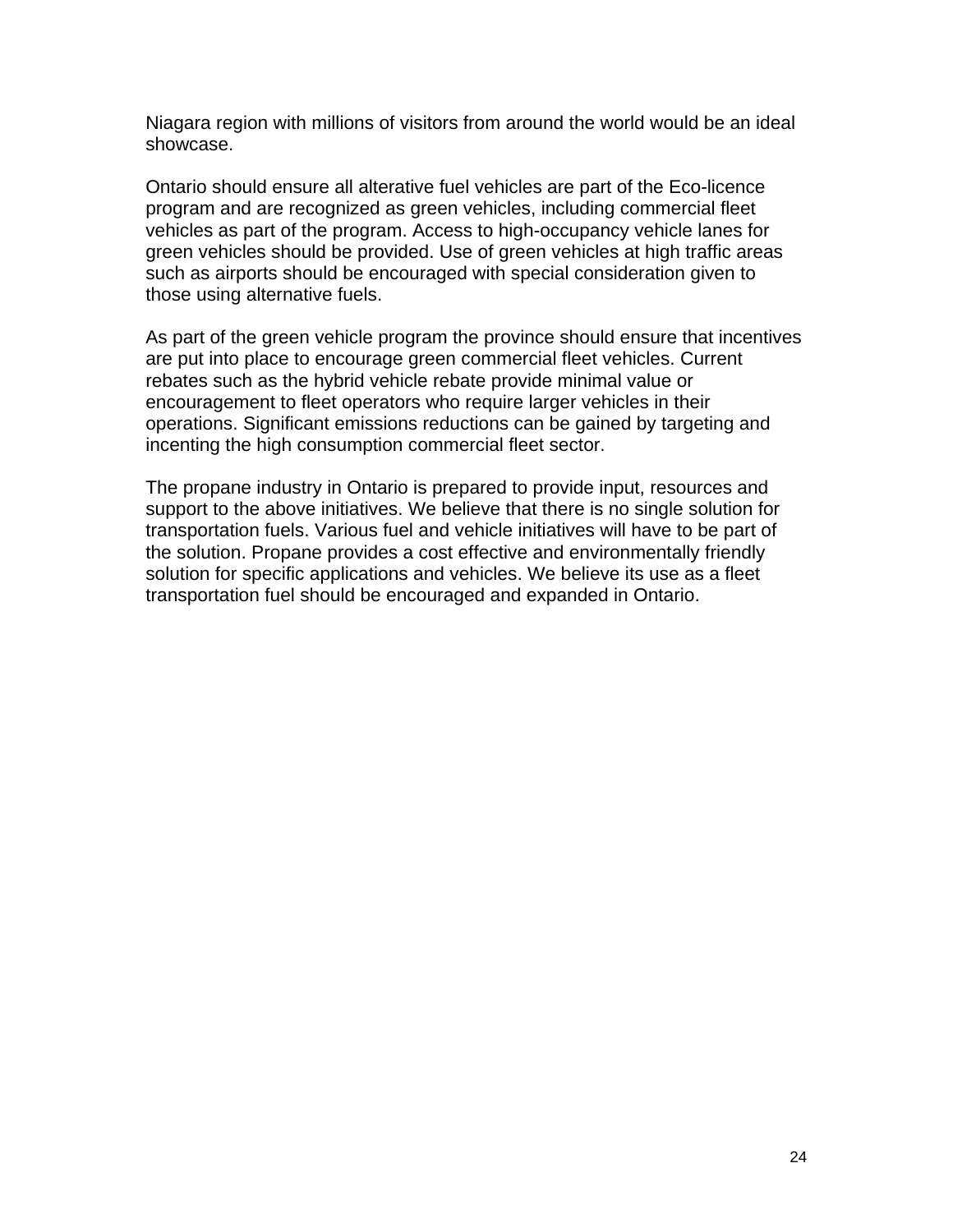Niagara region with millions of visitors from around the world would be an ideal showcase.

Ontario should ensure all alterative fuel vehicles are part of the Eco-licence program and are recognized as green vehicles, including commercial fleet vehicles as part of the program. Access to high-occupancy vehicle lanes for green vehicles should be provided. Use of green vehicles at high traffic areas such as airports should be encouraged with special consideration given to those using alternative fuels.

As part of the green vehicle program the province should ensure that incentives are put into place to encourage green commercial fleet vehicles. Current rebates such as the hybrid vehicle rebate provide minimal value or encouragement to fleet operators who require larger vehicles in their operations. Significant emissions reductions can be gained by targeting and incenting the high consumption commercial fleet sector.

The propane industry in Ontario is prepared to provide input, resources and support to the above initiatives. We believe that there is no single solution for transportation fuels. Various fuel and vehicle initiatives will have to be part of the solution. Propane provides a cost effective and environmentally friendly solution for specific applications and vehicles. We believe its use as a fleet transportation fuel should be encouraged and expanded in Ontario.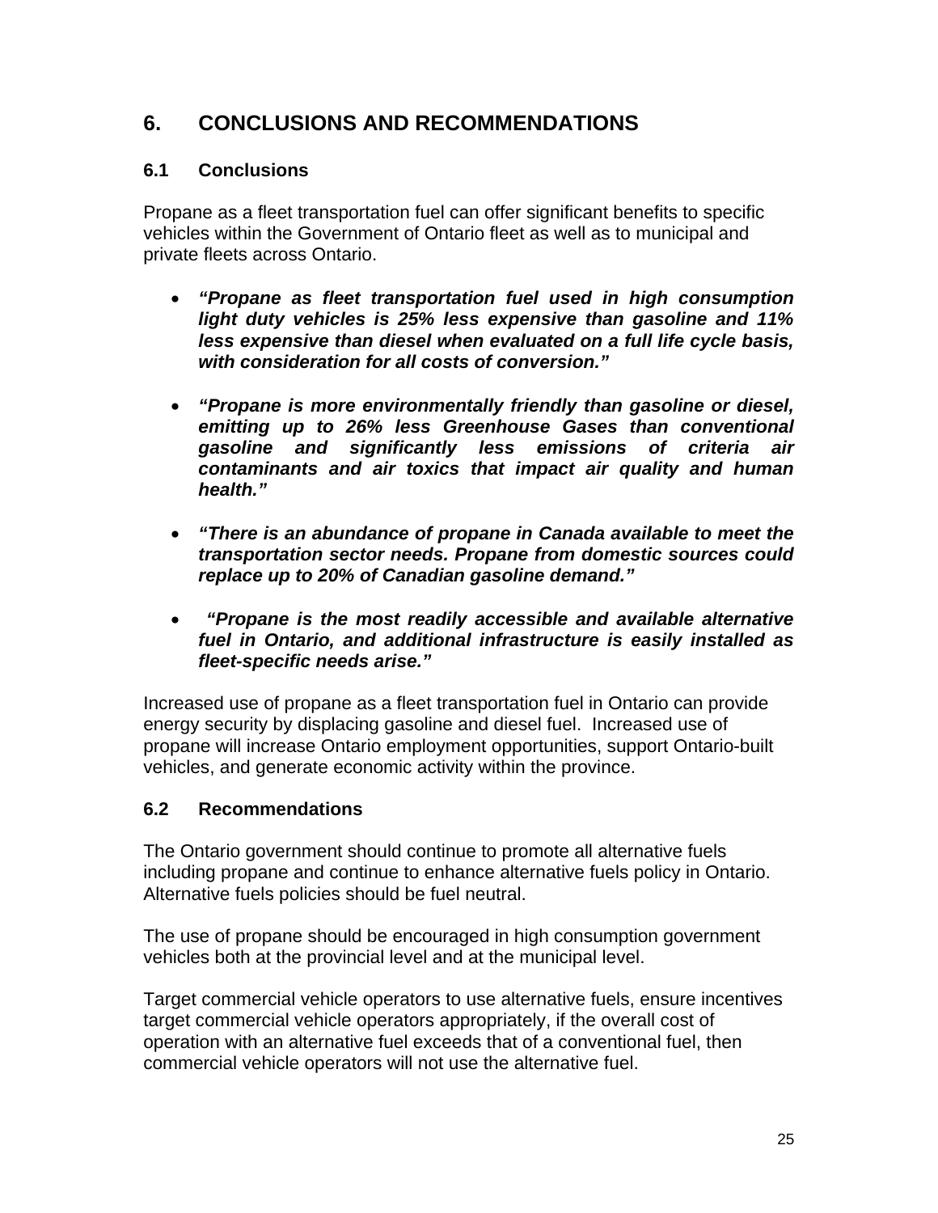# 6. CONCLUSIONS AND RECOMMENDATIONS

## 6.1 Conclusions

Propane as a fleet transportation fuel can offer significant benefits to specific vehicles within the Government of Ontario fleet as well as to municipal and private fleets across Ontario.

- ***"Propane as fleet transportation fuel used in high consumption light duty vehicles is 25% less expensive than gasoline and 11% less expensive than diesel when evaluated on a full life cycle basis, with consideration for all costs of conversion."***
- ***"Propane is more environmentally friendly than gasoline or diesel, emitting up to 26% less Greenhouse Gases than conventional gasoline and significantly less emissions of criteria air contaminants and air toxics that impact air quality and human health."***
- ***"There is an abundance of propane in Canada available to meet the transportation sector needs. Propane from domestic sources could replace up to 20% of Canadian gasoline demand."***
- ***"Propane is the most readily accessible and available alternative fuel in Ontario, and additional infrastructure is easily installed as fleet-specific needs arise."***

Increased use of propane as a fleet transportation fuel in Ontario can provide energy security by displacing gasoline and diesel fuel. Increased use of propane will increase Ontario employment opportunities, support Ontario-built vehicles, and generate economic activity within the province.

## 6.2 Recommendations

The Ontario government should continue to promote all alternative fuels including propane and continue to enhance alternative fuels policy in Ontario. Alternative fuels policies should be fuel neutral.

The use of propane should be encouraged in high consumption government vehicles both at the provincial level and at the municipal level.

Target commercial vehicle operators to use alternative fuels, ensure incentives target commercial vehicle operators appropriately, if the overall cost of operation with an alternative fuel exceeds that of a conventional fuel, then commercial vehicle operators will not use the alternative fuel.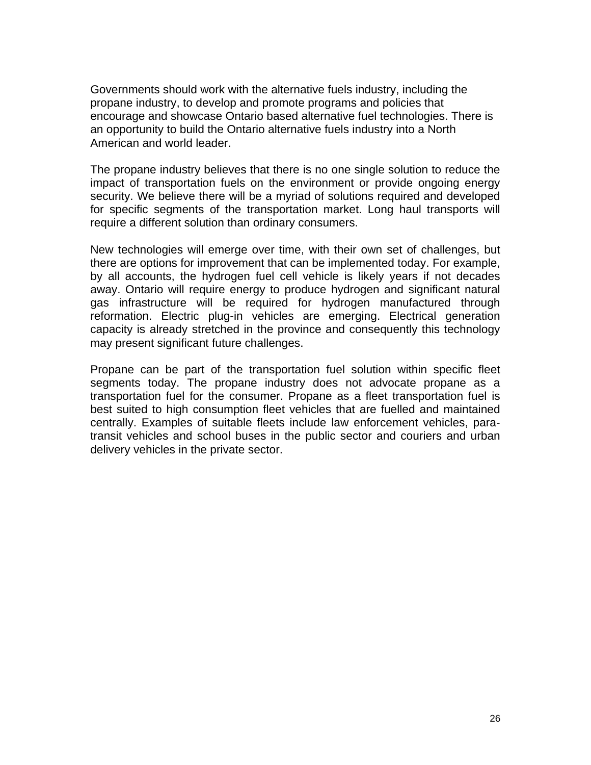Governments should work with the alternative fuels industry, including the propane industry, to develop and promote programs and policies that encourage and showcase Ontario based alternative fuel technologies. There is an opportunity to build the Ontario alternative fuels industry into a North American and world leader.

The propane industry believes that there is no one single solution to reduce the impact of transportation fuels on the environment or provide ongoing energy security. We believe there will be a myriad of solutions required and developed for specific segments of the transportation market. Long haul transports will require a different solution than ordinary consumers.

New technologies will emerge over time, with their own set of challenges, but there are options for improvement that can be implemented today. For example, by all accounts, the hydrogen fuel cell vehicle is likely years if not decades away. Ontario will require energy to produce hydrogen and significant natural gas infrastructure will be required for hydrogen manufactured through reformation. Electric plug-in vehicles are emerging. Electrical generation capacity is already stretched in the province and consequently this technology may present significant future challenges.

Propane can be part of the transportation fuel solution within specific fleet segments today. The propane industry does not advocate propane as a transportation fuel for the consumer. Propane as a fleet transportation fuel is best suited to high consumption fleet vehicles that are fuelled and maintained centrally. Examples of suitable fleets include law enforcement vehicles, para-transit vehicles and school buses in the public sector and couriers and urban delivery vehicles in the private sector.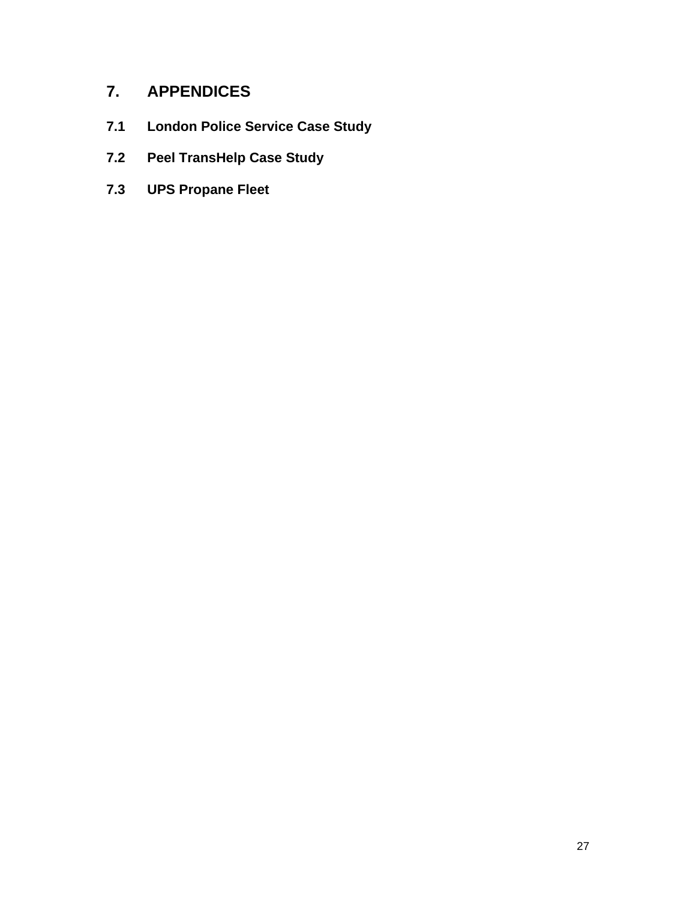# 7. APPENDICES

## 7.1 London Police Service Case Study

## 7.2 Peel TransHelp Case Study

## 7.3 UPS Propane Fleet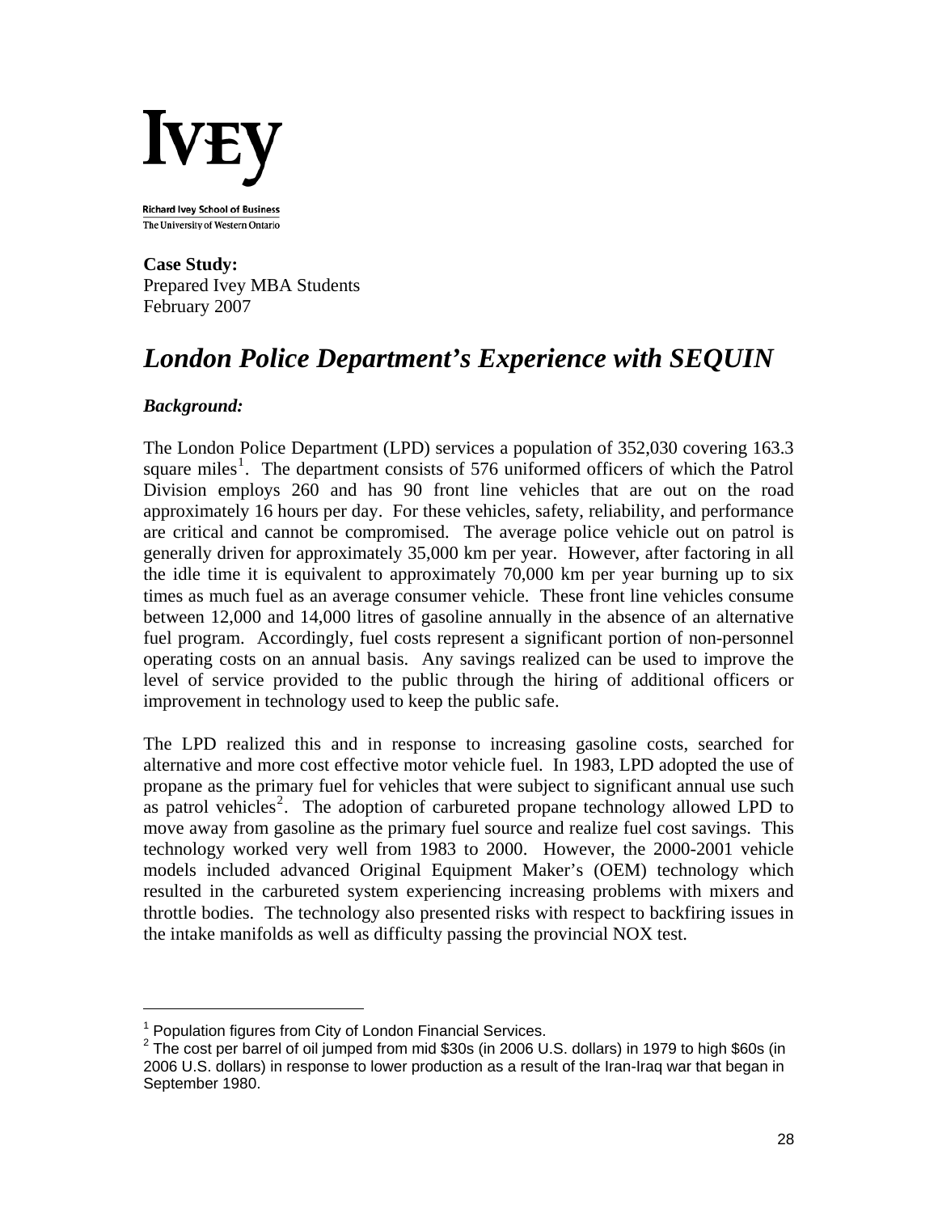**Ivey**

**Richard Ivey School of Business**
The University of Western Ontario

**Case Study:**
Prepared Ivey MBA Students
February 2007

# *London Police Department's Experience with SEQUIN*

### *Background:*

The London Police Department (LPD) services a population of 352,030 covering 163.3 square miles[1]. The department consists of 576 uniformed officers of which the Patrol Division employs 260 and has 90 front line vehicles that are out on the road approximately 16 hours per day. For these vehicles, safety, reliability, and performance are critical and cannot be compromised. The average police vehicle out on patrol is generally driven for approximately 35,000 km per year. However, after factoring in all the idle time it is equivalent to approximately 70,000 km per year burning up to six times as much fuel as an average consumer vehicle. These front line vehicles consume between 12,000 and 14,000 litres of gasoline annually in the absence of an alternative fuel program. Accordingly, fuel costs represent a significant portion of non-personnel operating costs on an annual basis. Any savings realized can be used to improve the level of service provided to the public through the hiring of additional officers or improvement in technology used to keep the public safe.

The LPD realized this and in response to increasing gasoline costs, searched for alternative and more cost effective motor vehicle fuel. In 1983, LPD adopted the use of propane as the primary fuel for vehicles that were subject to significant annual use such as patrol vehicles[2]. The adoption of carbureted propane technology allowed LPD to move away from gasoline as the primary fuel source and realize fuel cost savings. This technology worked very well from 1983 to 2000. However, the 2000-2001 vehicle models included advanced Original Equipment Maker's (OEM) technology which resulted in the carbureted system experiencing increasing problems with mixers and throttle bodies. The technology also presented risks with respect to backfiring issues in the intake manifolds as well as difficulty passing the provincial NOX test.

---

[1] Population figures from City of London Financial Services.
[2] The cost per barrel of oil jumped from mid $30s (in 2006 U.S. dollars) in 1979 to high $60s (in 2006 U.S. dollars) in response to lower production as a result of the Iran-Iraq war that began in September 1980.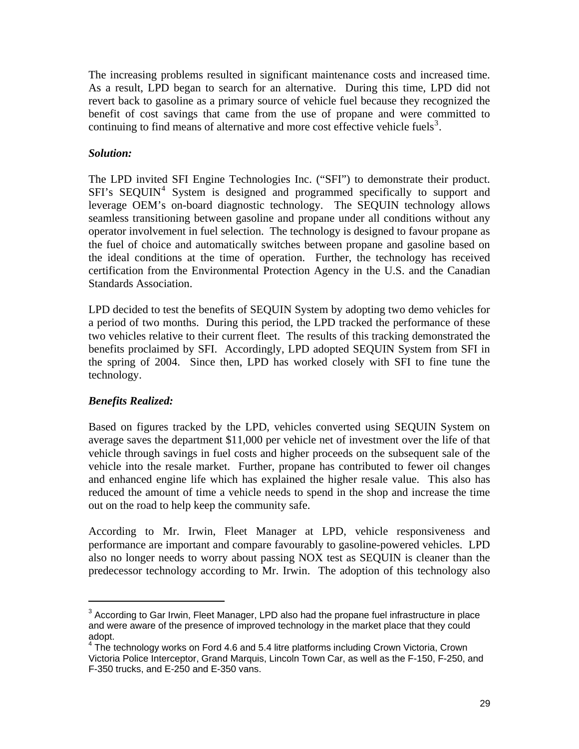The increasing problems resulted in significant maintenance costs and increased time. As a result, LPD began to search for an alternative. During this time, LPD did not revert back to gasoline as a primary source of vehicle fuel because they recognized the benefit of cost savings that came from the use of propane and were committed to continuing to find means of alternative and more cost effective vehicle fuels[3].

***Solution:***

The LPD invited SFI Engine Technologies Inc. ("SFI") to demonstrate their product. SFI's SEQUIN[4] System is designed and programmed specifically to support and leverage OEM's on-board diagnostic technology. The SEQUIN technology allows seamless transitioning between gasoline and propane under all conditions without any operator involvement in fuel selection. The technology is designed to favour propane as the fuel of choice and automatically switches between propane and gasoline based on the ideal conditions at the time of operation. Further, the technology has received certification from the Environmental Protection Agency in the U.S. and the Canadian Standards Association.

LPD decided to test the benefits of SEQUIN System by adopting two demo vehicles for a period of two months. During this period, the LPD tracked the performance of these two vehicles relative to their current fleet. The results of this tracking demonstrated the benefits proclaimed by SFI. Accordingly, LPD adopted SEQUIN System from SFI in the spring of 2004. Since then, LPD has worked closely with SFI to fine tune the technology.

***Benefits Realized:***

Based on figures tracked by the LPD, vehicles converted using SEQUIN System on average saves the department $11,000 per vehicle net of investment over the life of that vehicle through savings in fuel costs and higher proceeds on the subsequent sale of the vehicle into the resale market. Further, propane has contributed to fewer oil changes and enhanced engine life which has explained the higher resale value. This also has reduced the amount of time a vehicle needs to spend in the shop and increase the time out on the road to help keep the community safe.

According to Mr. Irwin, Fleet Manager at LPD, vehicle responsiveness and performance are important and compare favourably to gasoline-powered vehicles. LPD also no longer needs to worry about passing NOX test as SEQUIN is cleaner than the predecessor technology according to Mr. Irwin. The adoption of this technology also

---

[3] According to Gar Irwin, Fleet Manager, LPD also had the propane fuel infrastructure in place and were aware of the presence of improved technology in the market place that they could adopt.

[4] The technology works on Ford 4.6 and 5.4 litre platforms including Crown Victoria, Crown Victoria Police Interceptor, Grand Marquis, Lincoln Town Car, as well as the F-150, F-250, and F-350 trucks, and E-250 and E-350 vans.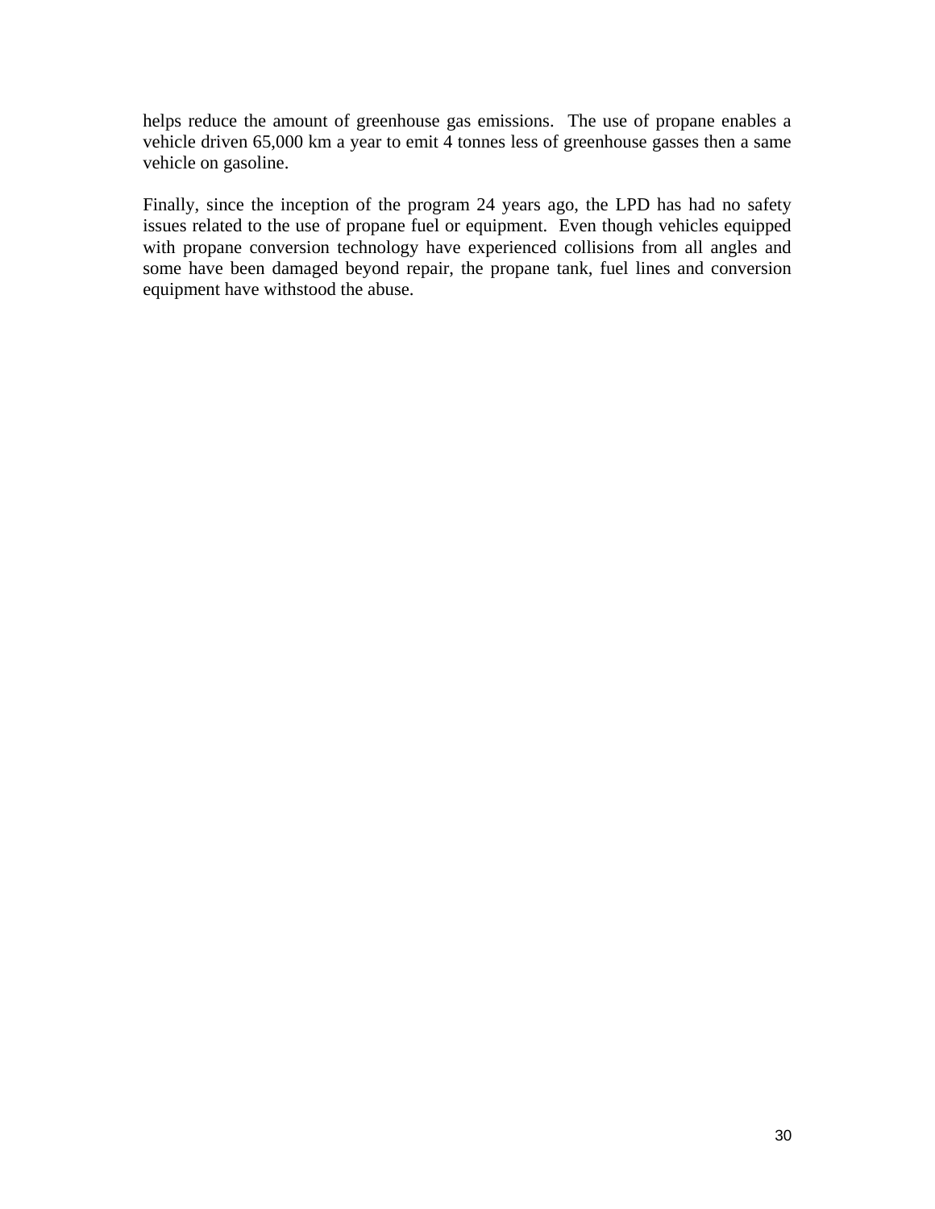helps reduce the amount of greenhouse gas emissions.  The use of propane enables a vehicle driven 65,000 km a year to emit 4 tonnes less of greenhouse gasses then a same vehicle on gasoline.

Finally, since the inception of the program 24 years ago, the LPD has had no safety issues related to the use of propane fuel or equipment.  Even though vehicles equipped with propane conversion technology have experienced collisions from all angles and some have been damaged beyond repair, the propane tank, fuel lines and conversion equipment have withstood the abuse.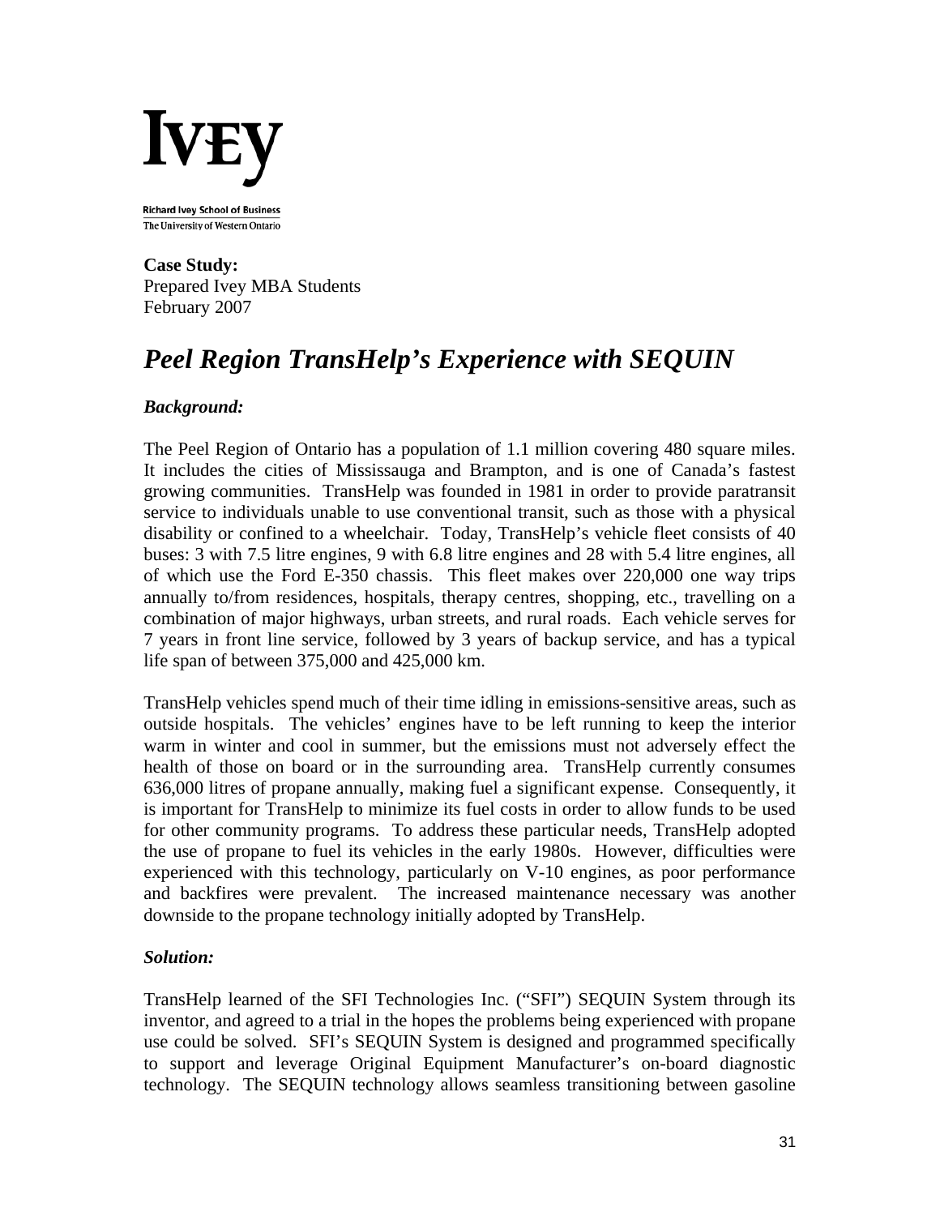**Ivey**

**Richard Ivey School of Business**
The University of Western Ontario

**Case Study:**
Prepared Ivey MBA Students
February 2007

# *Peel Region TransHelp's Experience with SEQUIN*

### *Background:*

The Peel Region of Ontario has a population of 1.1 million covering 480 square miles. It includes the cities of Mississauga and Brampton, and is one of Canada's fastest growing communities. TransHelp was founded in 1981 in order to provide paratransit service to individuals unable to use conventional transit, such as those with a physical disability or confined to a wheelchair. Today, TransHelp's vehicle fleet consists of 40 buses: 3 with 7.5 litre engines, 9 with 6.8 litre engines and 28 with 5.4 litre engines, all of which use the Ford E-350 chassis. This fleet makes over 220,000 one way trips annually to/from residences, hospitals, therapy centres, shopping, etc., travelling on a combination of major highways, urban streets, and rural roads. Each vehicle serves for 7 years in front line service, followed by 3 years of backup service, and has a typical life span of between 375,000 and 425,000 km.

TransHelp vehicles spend much of their time idling in emissions-sensitive areas, such as outside hospitals. The vehicles' engines have to be left running to keep the interior warm in winter and cool in summer, but the emissions must not adversely effect the health of those on board or in the surrounding area. TransHelp currently consumes 636,000 litres of propane annually, making fuel a significant expense. Consequently, it is important for TransHelp to minimize its fuel costs in order to allow funds to be used for other community programs. To address these particular needs, TransHelp adopted the use of propane to fuel its vehicles in the early 1980s. However, difficulties were experienced with this technology, particularly on V-10 engines, as poor performance and backfires were prevalent. The increased maintenance necessary was another downside to the propane technology initially adopted by TransHelp.

### *Solution:*

TransHelp learned of the SFI Technologies Inc. ("SFI") SEQUIN System through its inventor, and agreed to a trial in the hopes the problems being experienced with propane use could be solved. SFI's SEQUIN System is designed and programmed specifically to support and leverage Original Equipment Manufacturer's on-board diagnostic technology. The SEQUIN technology allows seamless transitioning between gasoline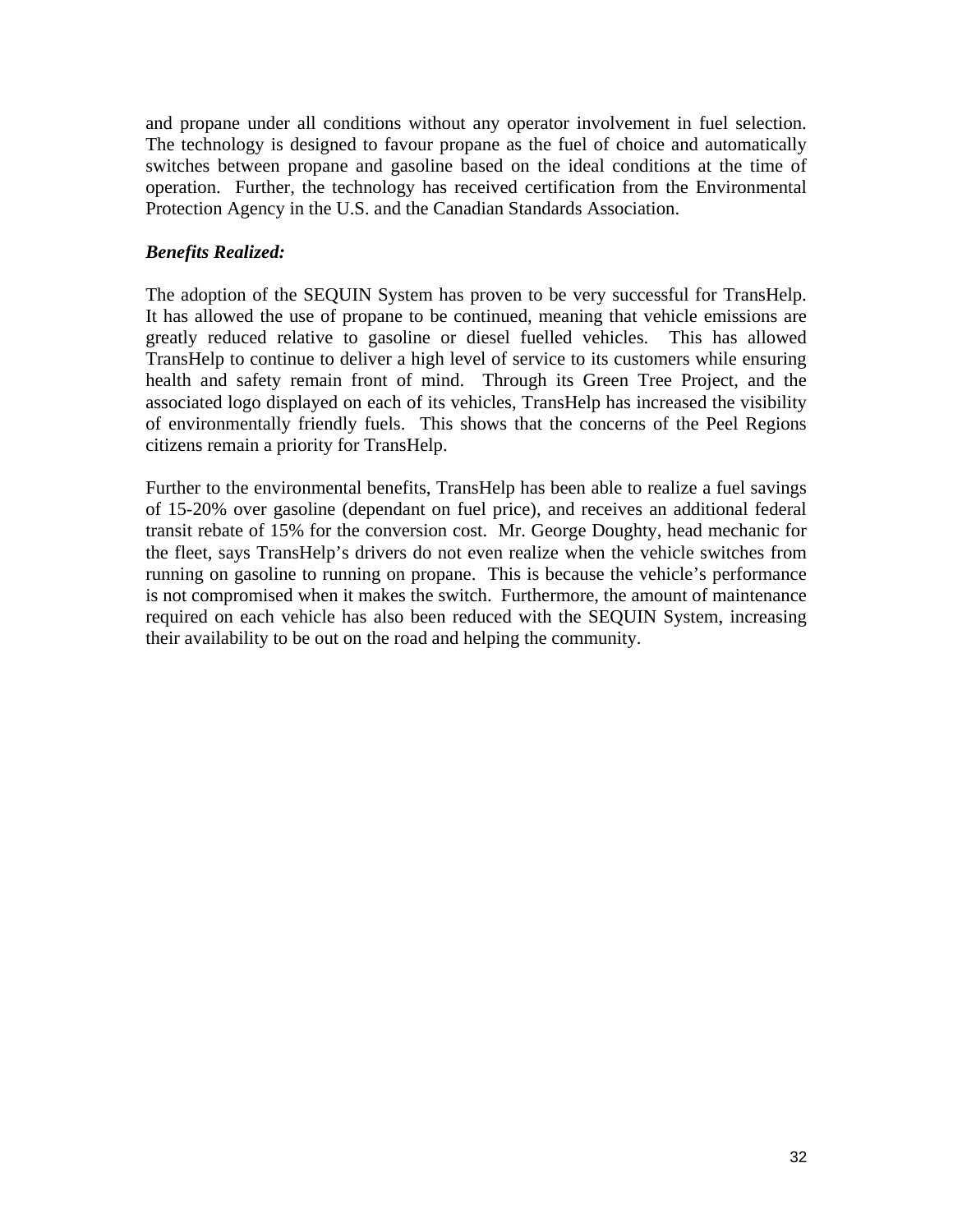and propane under all conditions without any operator involvement in fuel selection. The technology is designed to favour propane as the fuel of choice and automatically switches between propane and gasoline based on the ideal conditions at the time of operation. Further, the technology has received certification from the Environmental Protection Agency in the U.S. and the Canadian Standards Association.

***Benefits Realized:***

The adoption of the SEQUIN System has proven to be very successful for TransHelp. It has allowed the use of propane to be continued, meaning that vehicle emissions are greatly reduced relative to gasoline or diesel fuelled vehicles. This has allowed TransHelp to continue to deliver a high level of service to its customers while ensuring health and safety remain front of mind. Through its Green Tree Project, and the associated logo displayed on each of its vehicles, TransHelp has increased the visibility of environmentally friendly fuels. This shows that the concerns of the Peel Regions citizens remain a priority for TransHelp.

Further to the environmental benefits, TransHelp has been able to realize a fuel savings of 15-20% over gasoline (dependant on fuel price), and receives an additional federal transit rebate of 15% for the conversion cost. Mr. George Doughty, head mechanic for the fleet, says TransHelp's drivers do not even realize when the vehicle switches from running on gasoline to running on propane. This is because the vehicle's performance is not compromised when it makes the switch. Furthermore, the amount of maintenance required on each vehicle has also been reduced with the SEQUIN System, increasing their availability to be out on the road and helping the community.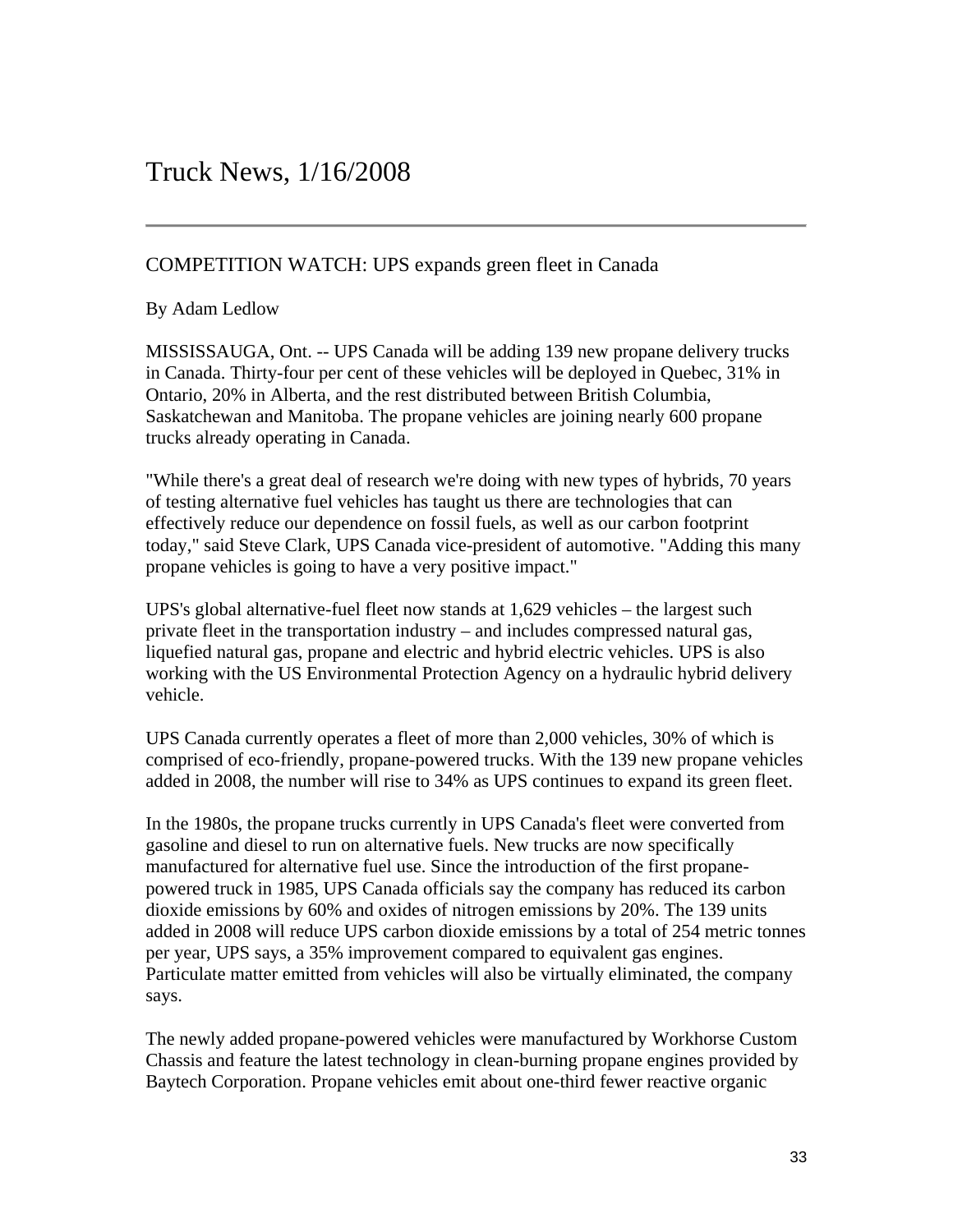# Truck News, 1/16/2008

---

## COMPETITION WATCH: UPS expands green fleet in Canada

By Adam Ledlow

MISSISSAUGA, Ont. -- UPS Canada will be adding 139 new propane delivery trucks in Canada. Thirty-four per cent of these vehicles will be deployed in Quebec, 31% in Ontario, 20% in Alberta, and the rest distributed between British Columbia, Saskatchewan and Manitoba. The propane vehicles are joining nearly 600 propane trucks already operating in Canada.

"While there's a great deal of research we're doing with new types of hybrids, 70 years of testing alternative fuel vehicles has taught us there are technologies that can effectively reduce our dependence on fossil fuels, as well as our carbon footprint today," said Steve Clark, UPS Canada vice-president of automotive. "Adding this many propane vehicles is going to have a very positive impact."

UPS's global alternative-fuel fleet now stands at 1,629 vehicles – the largest such private fleet in the transportation industry – and includes compressed natural gas, liquefied natural gas, propane and electric and hybrid electric vehicles. UPS is also working with the US Environmental Protection Agency on a hydraulic hybrid delivery vehicle.

UPS Canada currently operates a fleet of more than 2,000 vehicles, 30% of which is comprised of eco-friendly, propane-powered trucks. With the 139 new propane vehicles added in 2008, the number will rise to 34% as UPS continues to expand its green fleet.

In the 1980s, the propane trucks currently in UPS Canada's fleet were converted from gasoline and diesel to run on alternative fuels. New trucks are now specifically manufactured for alternative fuel use. Since the introduction of the first propane-powered truck in 1985, UPS Canada officials say the company has reduced its carbon dioxide emissions by 60% and oxides of nitrogen emissions by 20%. The 139 units added in 2008 will reduce UPS carbon dioxide emissions by a total of 254 metric tonnes per year, UPS says, a 35% improvement compared to equivalent gas engines. Particulate matter emitted from vehicles will also be virtually eliminated, the company says.

The newly added propane-powered vehicles were manufactured by Workhorse Custom Chassis and feature the latest technology in clean-burning propane engines provided by Baytech Corporation. Propane vehicles emit about one-third fewer reactive organic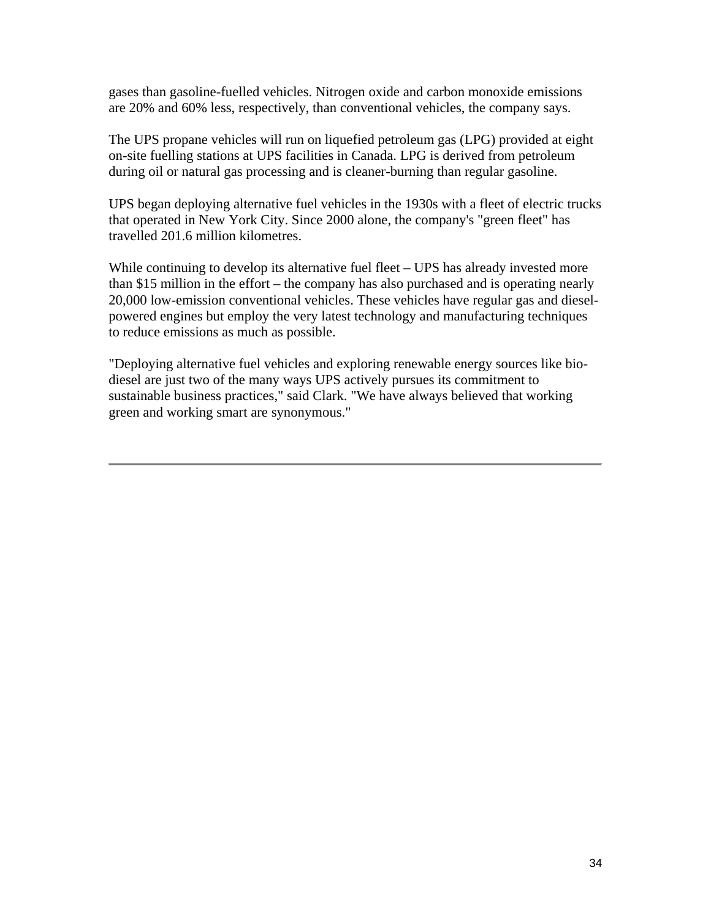gases than gasoline-fuelled vehicles. Nitrogen oxide and carbon monoxide emissions are 20% and 60% less, respectively, than conventional vehicles, the company says.

The UPS propane vehicles will run on liquefied petroleum gas (LPG) provided at eight on-site fuelling stations at UPS facilities in Canada. LPG is derived from petroleum during oil or natural gas processing and is cleaner-burning than regular gasoline.

UPS began deploying alternative fuel vehicles in the 1930s with a fleet of electric trucks that operated in New York City. Since 2000 alone, the company's "green fleet" has travelled 201.6 million kilometres.

While continuing to develop its alternative fuel fleet – UPS has already invested more than $15 million in the effort – the company has also purchased and is operating nearly 20,000 low-emission conventional vehicles. These vehicles have regular gas and diesel-powered engines but employ the very latest technology and manufacturing techniques to reduce emissions as much as possible.

"Deploying alternative fuel vehicles and exploring renewable energy sources like bio-diesel are just two of the many ways UPS actively pursues its commitment to sustainable business practices," said Clark. "We have always believed that working green and working smart are synonymous."

---